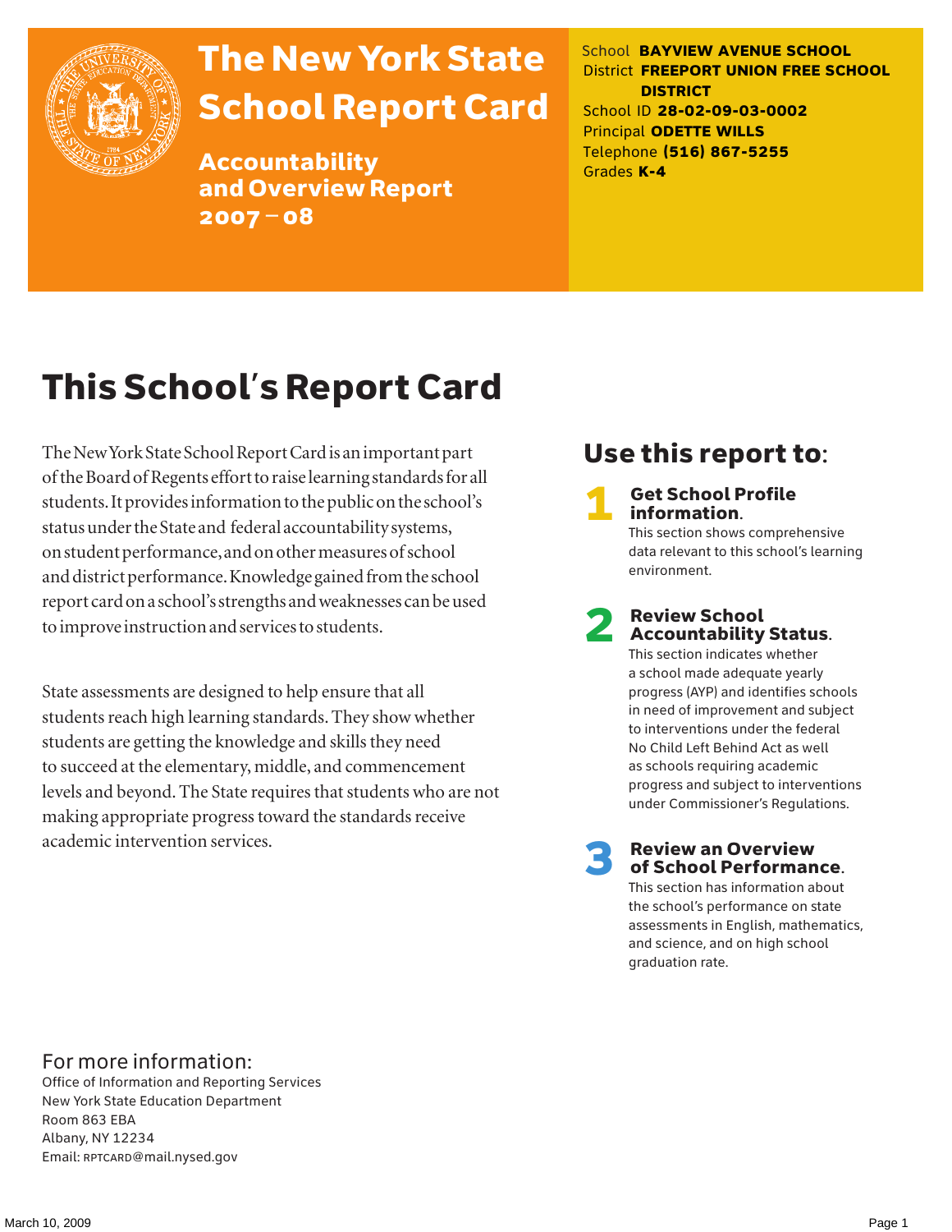# The New York State School Report Card

**Accountability and Overview Report 2007 – 08**

School **BAYVIEW AVENUE SCHOOL**
District **FREEPORT UNION FREE SCHOOL DISTRICT**
School ID **28-02-09-03-0002**
Principal **ODETTE WILLS**
Telephone **(516) 867-5255**
Grades **K-4**

## This School's Report Card

The New York State School Report Card is an important part of the Board of Regents effort to raise learning standards for all students. It provides information to the public on the school's status under the State and federal accountability systems, on student performance, and on other measures of school and district performance. Knowledge gained from the school report card on a school's strengths and weaknesses can be used to improve instruction and services to students.

State assessments are designed to help ensure that all students reach high learning standards. They show whether students are getting the knowledge and skills they need to succeed at the elementary, middle, and commencement levels and beyond. The State requires that students who are not making appropriate progress toward the standards receive academic intervention services.

## Use this report to:

**1 Get School Profile information.**
This section shows comprehensive data relevant to this school's learning environment.

**2 Review School Accountability Status.**
This section indicates whether a school made adequate yearly progress (AYP) and identifies schools in need of improvement and subject to interventions under the federal No Child Left Behind Act as well as schools requiring academic progress and subject to interventions under Commissioner's Regulations.

**3 Review an Overview of School Performance.**
This section has information about the school's performance on state assessments in English, mathematics, and science, and on high school graduation rate.

### For more information:

Office of Information and Reporting Services
New York State Education Department
Room 863 EBA
Albany, NY 12234
Email: RPTCARD@mail.nysed.gov

March 10, 2009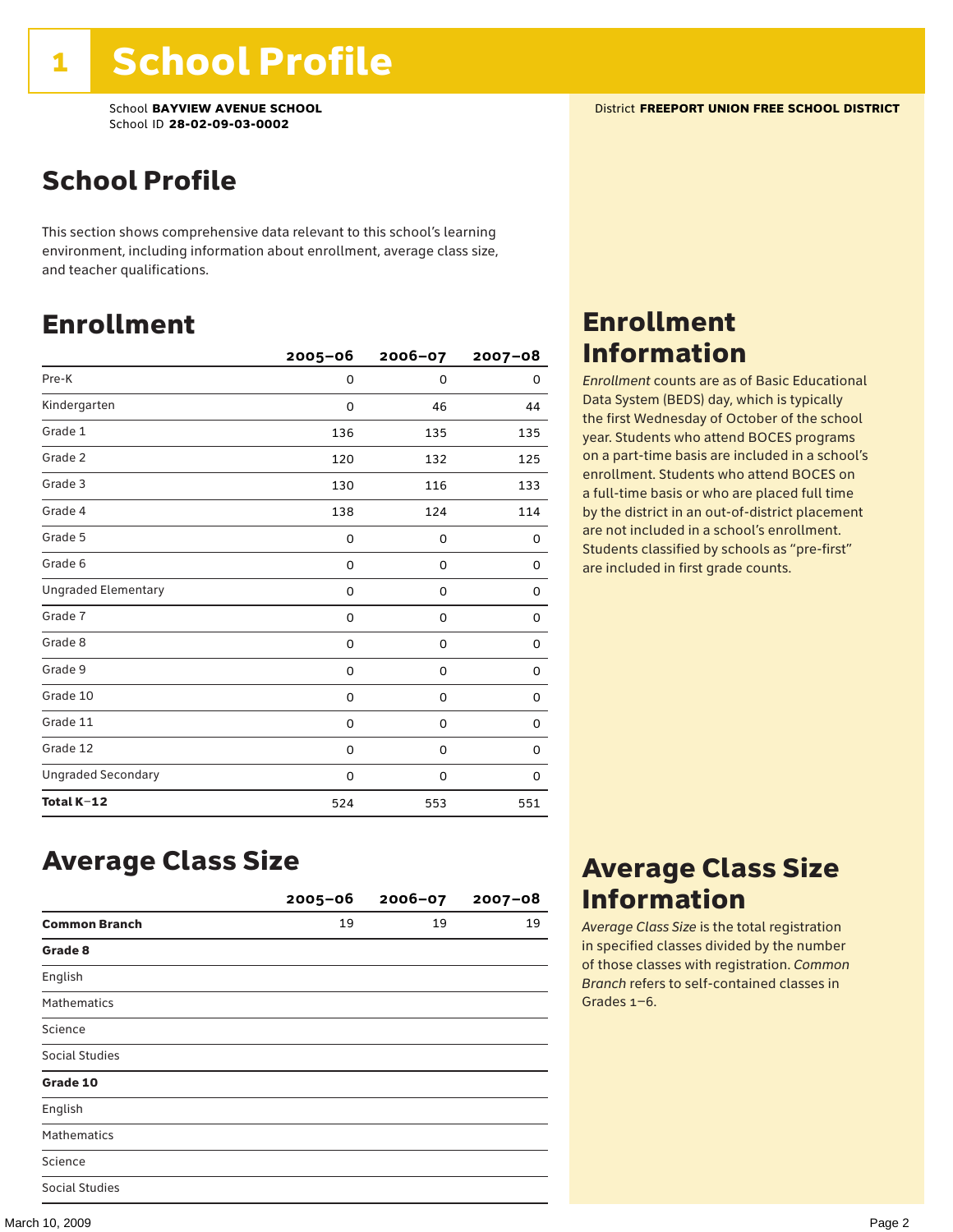# 1 School Profile

School **BAYVIEW AVENUE SCHOOL**
School ID **28-02-09-03-0002**

District **FREEPORT UNION FREE SCHOOL DISTRICT**

## School Profile

This section shows comprehensive data relevant to this school's learning environment, including information about enrollment, average class size, and teacher qualifications.

## Enrollment

| | 2005–06 | 2006–07 | 2007–08 |
|---|---|---|---|
| Pre-K | 0 | 0 | 0 |
| Kindergarten | 0 | 46 | 44 |
| Grade 1 | 136 | 135 | 135 |
| Grade 2 | 120 | 132 | 125 |
| Grade 3 | 130 | 116 | 133 |
| Grade 4 | 138 | 124 | 114 |
| Grade 5 | 0 | 0 | 0 |
| Grade 6 | 0 | 0 | 0 |
| Ungraded Elementary | 0 | 0 | 0 |
| Grade 7 | 0 | 0 | 0 |
| Grade 8 | 0 | 0 | 0 |
| Grade 9 | 0 | 0 | 0 |
| Grade 10 | 0 | 0 | 0 |
| Grade 11 | 0 | 0 | 0 |
| Grade 12 | 0 | 0 | 0 |
| Ungraded Secondary | 0 | 0 | 0 |
| **Total K–12** | 524 | 553 | 551 |

## Enrollment Information

*Enrollment* counts are as of Basic Educational Data System (BEDS) day, which is typically the first Wednesday of October of the school year. Students who attend BOCES programs on a part-time basis are included in a school's enrollment. Students who attend BOCES on a full-time basis or who are placed full time by the district in an out-of-district placement are not included in a school's enrollment. Students classified by schools as "pre-first" are included in first grade counts.

## Average Class Size

| | 2005–06 | 2006–07 | 2007–08 |
|---|---|---|---|
| **Common Branch** | 19 | 19 | 19 |
| **Grade 8** | | | |
| English | | | |
| Mathematics | | | |
| Science | | | |
| Social Studies | | | |
| **Grade 10** | | | |
| English | | | |
| Mathematics | | | |
| Science | | | |
| Social Studies | | | |

## Average Class Size Information

*Average Class Size* is the total registration in specified classes divided by the number of those classes with registration. *Common Branch* refers to self-contained classes in Grades 1–6.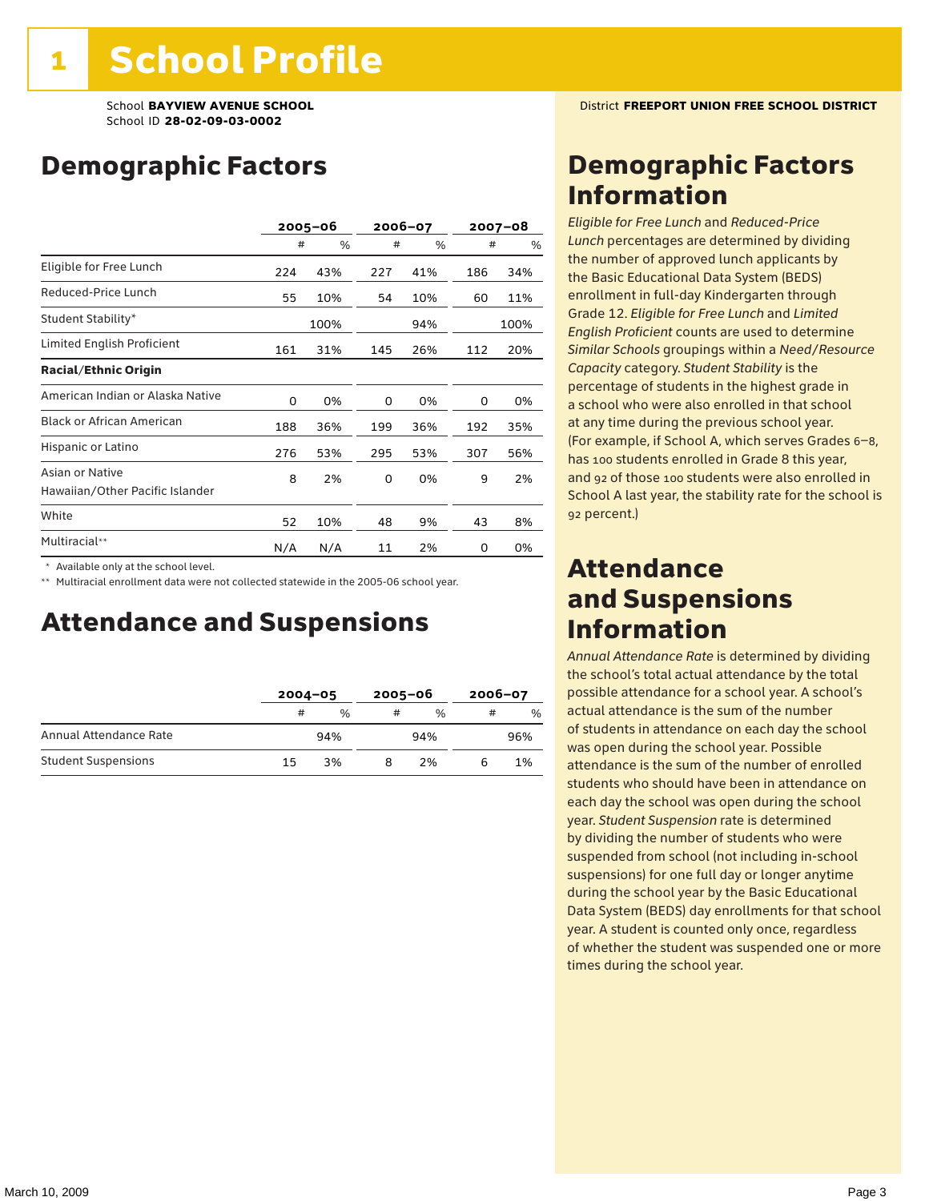# 1 School Profile

School **BAYVIEW AVENUE SCHOOL**
School ID **28-02-09-03-0002**

District **FREEPORT UNION FREE SCHOOL DISTRICT**

## Demographic Factors

| | 2005–06 | | 2006–07 | | 2007–08 | |
|---|---|---|---|---|---|---|
| | # | % | # | % | # | % |
| Eligible for Free Lunch | 224 | 43% | 227 | 41% | 186 | 34% |
| Reduced-Price Lunch | 55 | 10% | 54 | 10% | 60 | 11% |
| Student Stability* | | 100% | | 94% | | 100% |
| Limited English Proficient | 161 | 31% | 145 | 26% | 112 | 20% |
| **Racial/Ethnic Origin** | | | | | | |
| American Indian or Alaska Native | 0 | 0% | 0 | 0% | 0 | 0% |
| Black or African American | 188 | 36% | 199 | 36% | 192 | 35% |
| Hispanic or Latino | 276 | 53% | 295 | 53% | 307 | 56% |
| Asian or Native Hawaiian/Other Pacific Islander | 8 | 2% | 0 | 0% | 9 | 2% |
| White | 52 | 10% | 48 | 9% | 43 | 8% |
| Multiracial** | N/A | N/A | 11 | 2% | 0 | 0% |

\* Available only at the school level.

\** Multiracial enrollment data were not collected statewide in the 2005-06 school year.

## Attendance and Suspensions

| | 2004–05 | | 2005–06 | | 2006–07 | |
|---|---|---|---|---|---|---|
| | # | % | # | % | # | % |
| Annual Attendance Rate | | 94% | | 94% | | 96% |
| Student Suspensions | 15 | 3% | 8 | 2% | 6 | 1% |

## Demographic Factors Information

*Eligible for Free Lunch* and *Reduced-Price Lunch* percentages are determined by dividing the number of approved lunch applicants by the Basic Educational Data System (BEDS) enrollment in full-day Kindergarten through Grade 12. *Eligible for Free Lunch* and *Limited English Proficient* counts are used to determine *Similar Schools* groupings within a *Need/Resource Capacity* category. *Student Stability* is the percentage of students in the highest grade in a school who were also enrolled in that school at any time during the previous school year. (For example, if School A, which serves Grades 6–8, has 100 students enrolled in Grade 8 this year, and 92 of those 100 students were also enrolled in School A last year, the stability rate for the school is 92 percent.)

## Attendance and Suspensions Information

*Annual Attendance Rate* is determined by dividing the school's total actual attendance by the total possible attendance for a school year. A school's actual attendance is the sum of the number of students in attendance on each day the school was open during the school year. Possible attendance is the sum of the number of enrolled students who should have been in attendance on each day the school was open during the school year. *Student Suspension* rate is determined by dividing the number of students who were suspended from school (not including in-school suspensions) for one full day or longer anytime during the school year by the Basic Educational Data System (BEDS) day enrollments for that school year. A student is counted only once, regardless of whether the student was suspended one or more times during the school year.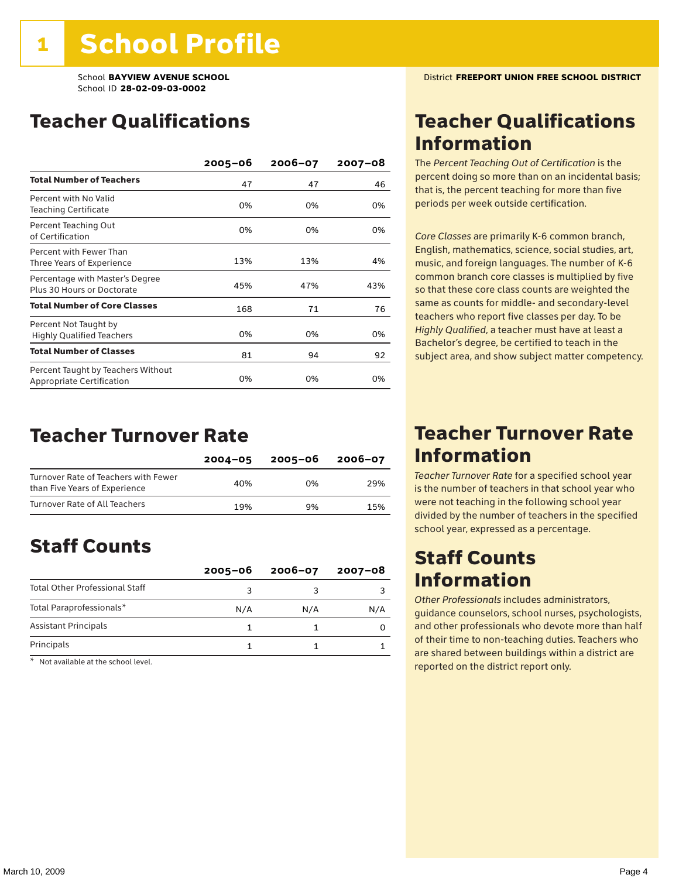# 1 School Profile

School **BAYVIEW AVENUE SCHOOL**
School ID **28-02-09-03-0002**

District **FREEPORT UNION FREE SCHOOL DISTRICT**

## Teacher Qualifications

| | 2005–06 | 2006–07 | 2007–08 |
|---|---|---|---|
| **Total Number of Teachers** | 47 | 47 | 46 |
| Percent with No Valid Teaching Certificate | 0% | 0% | 0% |
| Percent Teaching Out of Certification | 0% | 0% | 0% |
| Percent with Fewer Than Three Years of Experience | 13% | 13% | 4% |
| Percentage with Master's Degree Plus 30 Hours or Doctorate | 45% | 47% | 43% |
| **Total Number of Core Classes** | 168 | 71 | 76 |
| Percent Not Taught by Highly Qualified Teachers | 0% | 0% | 0% |
| **Total Number of Classes** | 81 | 94 | 92 |
| Percent Taught by Teachers Without Appropriate Certification | 0% | 0% | 0% |

## Teacher Qualifications Information

The *Percent Teaching Out of Certification* is the percent doing so more than on an incidental basis; that is, the percent teaching for more than five periods per week outside certification.

*Core Classes* are primarily K-6 common branch, English, mathematics, science, social studies, art, music, and foreign languages. The number of K-6 common branch core classes is multiplied by five so that these core class counts are weighted the same as counts for middle- and secondary-level teachers who report five classes per day. To be *Highly Qualified*, a teacher must have at least a Bachelor's degree, be certified to teach in the subject area, and show subject matter competency.

## Teacher Turnover Rate

| | 2004–05 | 2005–06 | 2006–07 |
|---|---|---|---|
| Turnover Rate of Teachers with Fewer than Five Years of Experience | 40% | 0% | 29% |
| Turnover Rate of All Teachers | 19% | 9% | 15% |

## Teacher Turnover Rate Information

*Teacher Turnover Rate* for a specified school year is the number of teachers in that school year who were not teaching in the following school year divided by the number of teachers in the specified school year, expressed as a percentage.

## Staff Counts

| | 2005–06 | 2006–07 | 2007–08 |
|---|---|---|---|
| Total Other Professional Staff | 3 | 3 | 3 |
| Total Paraprofessionals* | N/A | N/A | N/A |
| Assistant Principals | 1 | 1 | 0 |
| Principals | 1 | 1 | 1 |

\* Not available at the school level.

## Staff Counts Information

*Other Professionals* includes administrators, guidance counselors, school nurses, psychologists, and other professionals who devote more than half of their time to non-teaching duties. Teachers who are shared between buildings within a district are reported on the district report only.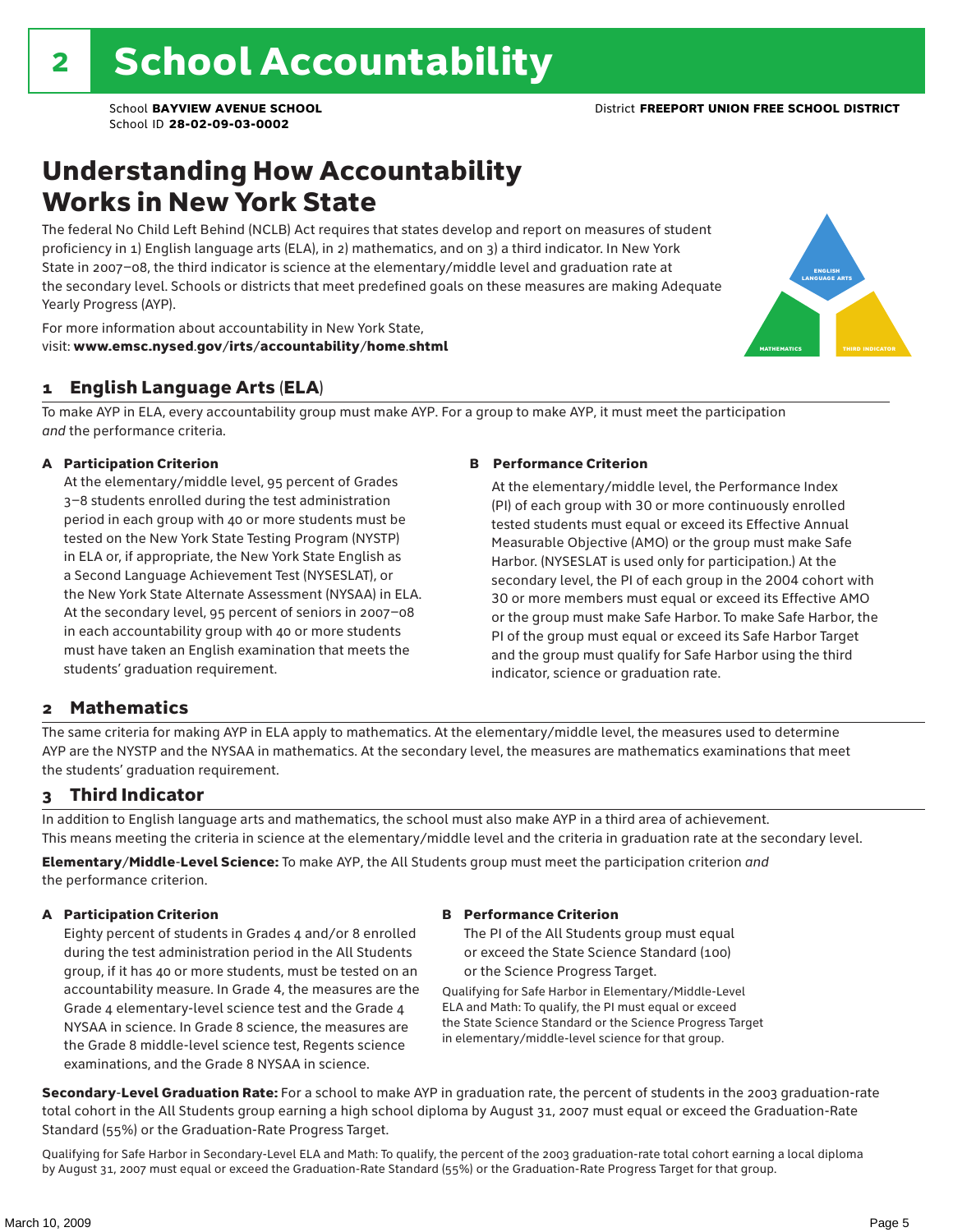# 2 School Accountability

School **BAYVIEW AVENUE SCHOOL**
School ID **28-02-09-03-0002**

District **FREEPORT UNION FREE SCHOOL DISTRICT**

## Understanding How Accountability Works in New York State

The federal No Child Left Behind (NCLB) Act requires that states develop and report on measures of student proficiency in 1) English language arts (ELA), in 2) mathematics, and on 3) a third indicator. In New York State in 2007–08, the third indicator is science at the elementary/middle level and graduation rate at the secondary level. Schools or districts that meet predefined goals on these measures are making Adequate Yearly Progress (AYP).

For more information about accountability in New York State, visit: **www.emsc.nysed.gov/irts/accountability/home.shtml**

ENGLISH LANGUAGE ARTS

MATHEMATICS

THIRD INDICATOR

### 1 English Language Arts (ELA)

To make AYP in ELA, every accountability group must make AYP. For a group to make AYP, it must meet the participation *and* the performance criteria.

**A Participation Criterion**

At the elementary/middle level, 95 percent of Grades 3–8 students enrolled during the test administration period in each group with 40 or more students must be tested on the New York State Testing Program (NYSTP) in ELA or, if appropriate, the New York State English as a Second Language Achievement Test (NYSESLAT), or the New York State Alternate Assessment (NYSAA) in ELA. At the secondary level, 95 percent of seniors in 2007–08 in each accountability group with 40 or more students must have taken an English examination that meets the students' graduation requirement.

**B Performance Criterion**

At the elementary/middle level, the Performance Index (PI) of each group with 30 or more continuously enrolled tested students must equal or exceed its Effective Annual Measurable Objective (AMO) or the group must make Safe Harbor. (NYSESLAT is used only for participation.) At the secondary level, the PI of each group in the 2004 cohort with 30 or more members must equal or exceed its Effective AMO or the group must make Safe Harbor. To make Safe Harbor, the PI of the group must equal or exceed its Safe Harbor Target and the group must qualify for Safe Harbor using the third indicator, science or graduation rate.

### 2 Mathematics

The same criteria for making AYP in ELA apply to mathematics. At the elementary/middle level, the measures used to determine AYP are the NYSTP and the NYSAA in mathematics. At the secondary level, the measures are mathematics examinations that meet the students' graduation requirement.

### 3 Third Indicator

In addition to English language arts and mathematics, the school must also make AYP in a third area of achievement. This means meeting the criteria in science at the elementary/middle level and the criteria in graduation rate at the secondary level.

**Elementary/Middle-Level Science:** To make AYP, the All Students group must meet the participation criterion *and* the performance criterion.

**A Participation Criterion**

Eighty percent of students in Grades 4 and/or 8 enrolled during the test administration period in the All Students group, if it has 40 or more students, must be tested on an accountability measure. In Grade 4, the measures are the Grade 4 elementary-level science test and the Grade 4 NYSAA in science. In Grade 8 science, the measures are the Grade 8 middle-level science test, Regents science examinations, and the Grade 8 NYSAA in science.

**B Performance Criterion**

The PI of the All Students group must equal or exceed the State Science Standard (100) or the Science Progress Target.

Qualifying for Safe Harbor in Elementary/Middle-Level ELA and Math: To qualify, the PI must equal or exceed the State Science Standard or the Science Progress Target in elementary/middle-level science for that group.

**Secondary-Level Graduation Rate:** For a school to make AYP in graduation rate, the percent of students in the 2003 graduation-rate total cohort in the All Students group earning a high school diploma by August 31, 2007 must equal or exceed the Graduation-Rate Standard (55%) or the Graduation-Rate Progress Target.

Qualifying for Safe Harbor in Secondary-Level ELA and Math: To qualify, the percent of the 2003 graduation-rate total cohort earning a local diploma by August 31, 2007 must equal or exceed the Graduation-Rate Standard (55%) or the Graduation-Rate Progress Target for that group.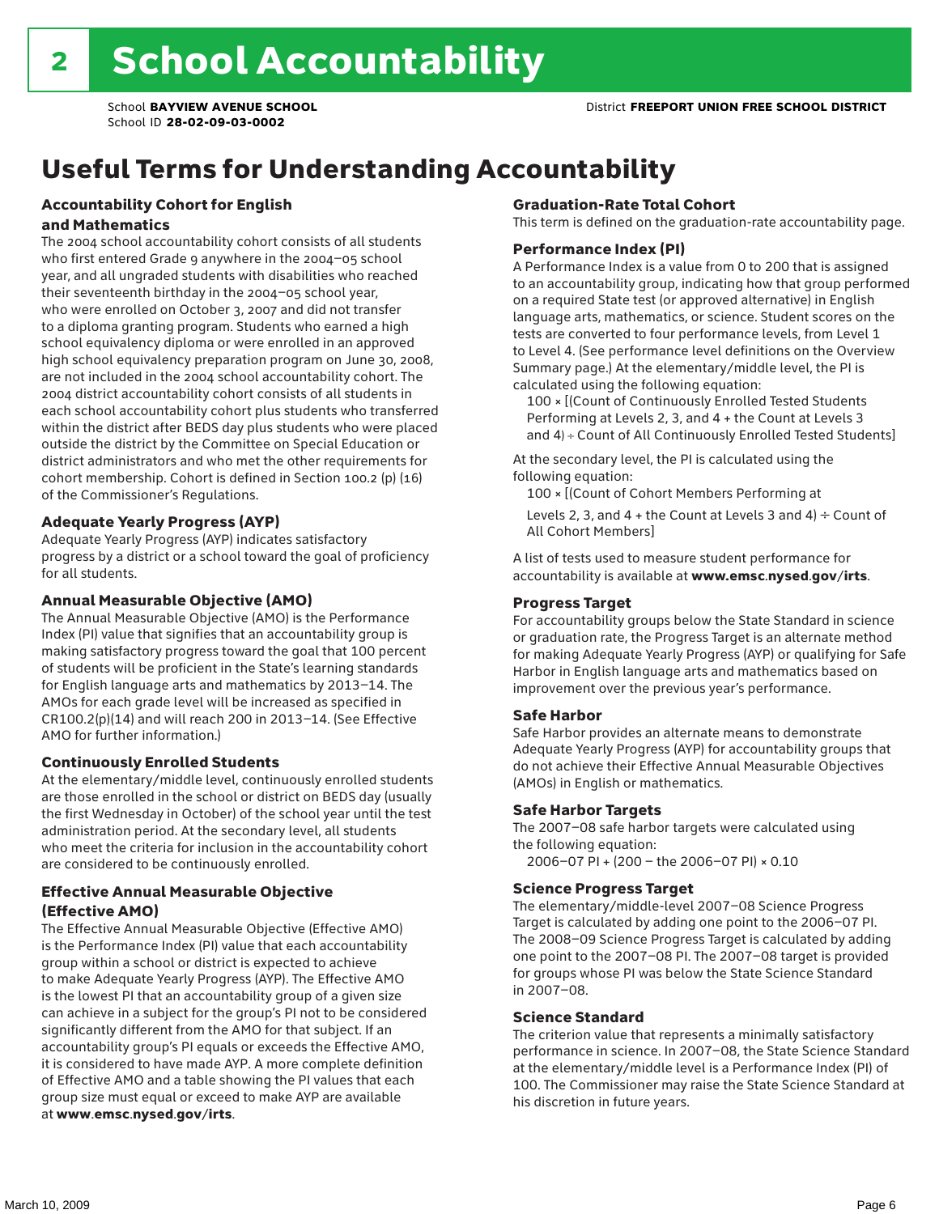# 2 School Accountability

School **BAYVIEW AVENUE SCHOOL**
School ID **28-02-09-03-0002**
District **FREEPORT UNION FREE SCHOOL DISTRICT**

## Useful Terms for Understanding Accountability

### Accountability Cohort for English and Mathematics

The 2004 school accountability cohort consists of all students who first entered Grade 9 anywhere in the 2004–05 school year, and all ungraded students with disabilities who reached their seventeenth birthday in the 2004–05 school year, who were enrolled on October 3, 2007 and did not transfer to a diploma granting program. Students who earned a high school equivalency diploma or were enrolled in an approved high school equivalency preparation program on June 30, 2008, are not included in the 2004 school accountability cohort. The 2004 district accountability cohort consists of all students in each school accountability cohort plus students who transferred within the district after BEDS day plus students who were placed outside the district by the Committee on Special Education or district administrators and who met the other requirements for cohort membership. Cohort is defined in Section 100.2 (p) (16) of the Commissioner's Regulations.

### Adequate Yearly Progress (AYP)

Adequate Yearly Progress (AYP) indicates satisfactory progress by a district or a school toward the goal of proficiency for all students.

### Annual Measurable Objective (AMO)

The Annual Measurable Objective (AMO) is the Performance Index (PI) value that signifies that an accountability group is making satisfactory progress toward the goal that 100 percent of students will be proficient in the State's learning standards for English language arts and mathematics by 2013–14. The AMOs for each grade level will be increased as specified in CR100.2(p)(14) and will reach 200 in 2013–14. (See Effective AMO for further information.)

### Continuously Enrolled Students

At the elementary/middle level, continuously enrolled students are those enrolled in the school or district on BEDS day (usually the first Wednesday in October) of the school year until the test administration period. At the secondary level, all students who meet the criteria for inclusion in the accountability cohort are considered to be continuously enrolled.

### Effective Annual Measurable Objective (Effective AMO)

The Effective Annual Measurable Objective (Effective AMO) is the Performance Index (PI) value that each accountability group within a school or district is expected to achieve to make Adequate Yearly Progress (AYP). The Effective AMO is the lowest PI that an accountability group of a given size can achieve in a subject for the group's PI not to be considered significantly different from the AMO for that subject. If an accountability group's PI equals or exceeds the Effective AMO, it is considered to have made AYP. A more complete definition of Effective AMO and a table showing the PI values that each group size must equal or exceed to make AYP are available at **www.emsc.nysed.gov/irts**.

### Graduation-Rate Total Cohort

This term is defined on the graduation-rate accountability page.

### Performance Index (PI)

A Performance Index is a value from 0 to 200 that is assigned to an accountability group, indicating how that group performed on a required State test (or approved alternative) in English language arts, mathematics, or science. Student scores on the tests are converted to four performance levels, from Level 1 to Level 4. (See performance level definitions on the Overview Summary page.) At the elementary/middle level, the PI is calculated using the following equation:

100 × [(Count of Continuously Enrolled Tested Students Performing at Levels 2, 3, and 4 + the Count at Levels 3 and 4) ÷ Count of All Continuously Enrolled Tested Students]

At the secondary level, the PI is calculated using the following equation:

100 × [(Count of Cohort Members Performing at Levels 2, 3, and 4 + the Count at Levels 3 and 4) ÷ Count of All Cohort Members]

A list of tests used to measure student performance for accountability is available at **www.emsc.nysed.gov/irts**.

### Progress Target

For accountability groups below the State Standard in science or graduation rate, the Progress Target is an alternate method for making Adequate Yearly Progress (AYP) or qualifying for Safe Harbor in English language arts and mathematics based on improvement over the previous year's performance.

### Safe Harbor

Safe Harbor provides an alternate means to demonstrate Adequate Yearly Progress (AYP) for accountability groups that do not achieve their Effective Annual Measurable Objectives (AMOs) in English or mathematics.

### Safe Harbor Targets

The 2007–08 safe harbor targets were calculated using the following equation:

2006–07 PI + (200 – the 2006–07 PI) × 0.10

### Science Progress Target

The elementary/middle-level 2007–08 Science Progress Target is calculated by adding one point to the 2006–07 PI. The 2008–09 Science Progress Target is calculated by adding one point to the 2007–08 PI. The 2007–08 target is provided for groups whose PI was below the State Science Standard in 2007–08.

### Science Standard

The criterion value that represents a minimally satisfactory performance in science. In 2007–08, the State Science Standard at the elementary/middle level is a Performance Index (PI) of 100. The Commissioner may raise the State Science Standard at his discretion in future years.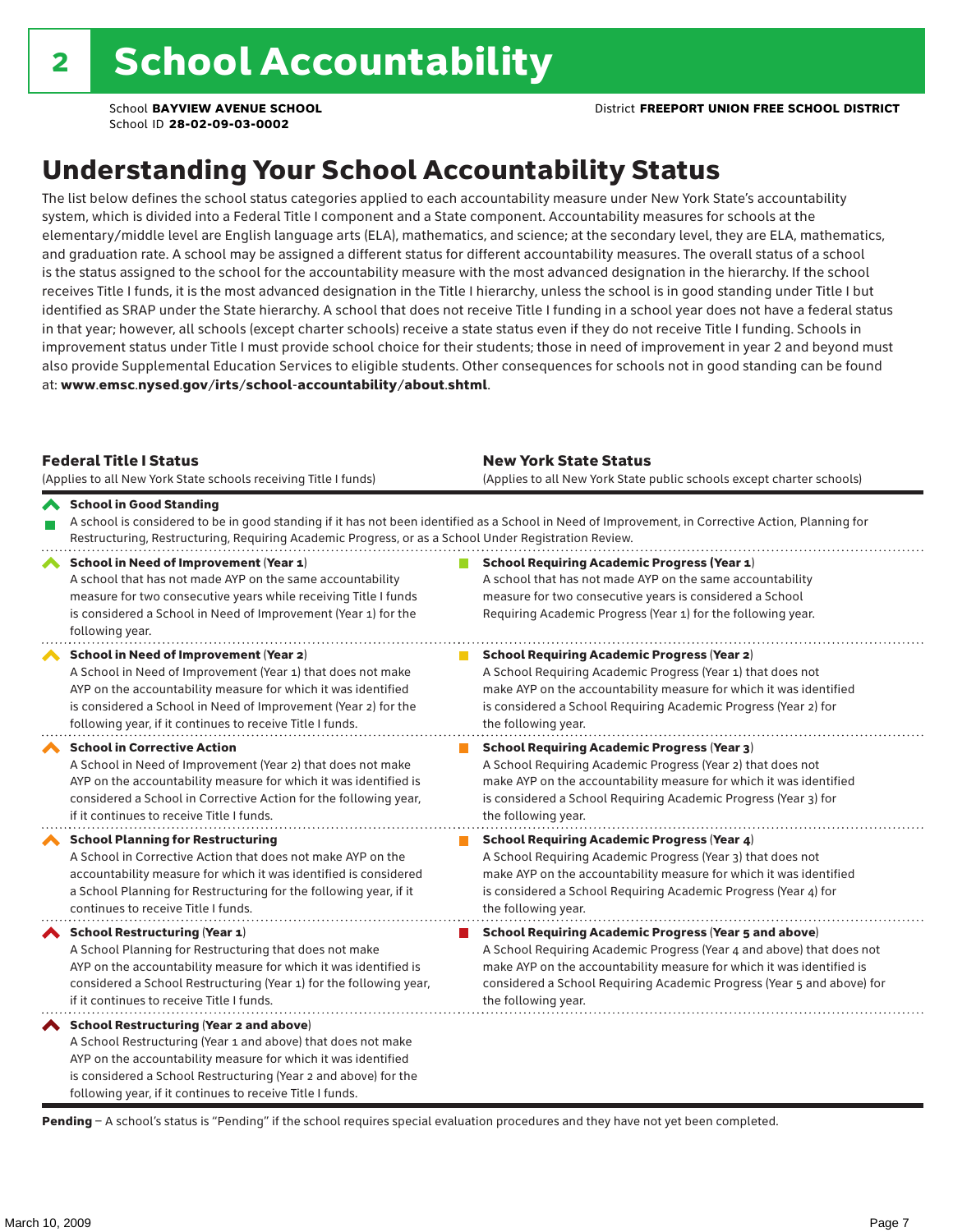# 2 School Accountability

School **BAYVIEW AVENUE SCHOOL**
School ID **28-02-09-03-0002**

District **FREEPORT UNION FREE SCHOOL DISTRICT**

## Understanding Your School Accountability Status

The list below defines the school status categories applied to each accountability measure under New York State's accountability system, which is divided into a Federal Title I component and a State component. Accountability measures for schools at the elementary/middle level are English language arts (ELA), mathematics, and science; at the secondary level, they are ELA, mathematics, and graduation rate. A school may be assigned a different status for different accountability measures. The overall status of a school is the status assigned to the school for the accountability measure with the most advanced designation in the hierarchy. If the school receives Title I funds, it is the most advanced designation in the Title I hierarchy, unless the school is in good standing under Title I but identified as SRAP under the State hierarchy. A school that does not receive Title I funding in a school year does not have a federal status in that year; however, all schools (except charter schools) receive a state status even if they do not receive Title I funding. Schools in improvement status under Title I must provide school choice for their students; those in need of improvement in year 2 and beyond must also provide Supplemental Education Services to eligible students. Other consequences for schools not in good standing can be found at: **www.emsc.nysed.gov/irts/school-accountability/about.shtml**.

| **Federal Title I Status** (Applies to all New York State schools receiving Title I funds) | **New York State Status** (Applies to all New York State public schools except charter schools) |
|---|---|
| **School in Good Standing** A school is considered to be in good standing if it has not been identified as a School in Need of Improvement, in Corrective Action, Planning for Restructuring, Restructuring, Requiring Academic Progress, or as a School Under Registration Review. | |
| **School in Need of Improvement (Year 1)** A school that has not made AYP on the same accountability measure for two consecutive years while receiving Title I funds is considered a School in Need of Improvement (Year 1) for the following year. | **School Requiring Academic Progress (Year 1)** A school that has not made AYP on the same accountability measure for two consecutive years is considered a School Requiring Academic Progress (Year 1) for the following year. |
| **School in Need of Improvement (Year 2)** A School in Need of Improvement (Year 1) that does not make AYP on the accountability measure for which it was identified is considered a School in Need of Improvement (Year 2) for the following year, if it continues to receive Title I funds. | **School Requiring Academic Progress (Year 2)** A School Requiring Academic Progress (Year 1) that does not make AYP on the accountability measure for which it was identified is considered a School Requiring Academic Progress (Year 2) for the following year. |
| **School in Corrective Action** A School in Need of Improvement (Year 2) that does not make AYP on the accountability measure for which it was identified is considered a School in Corrective Action for the following year, if it continues to receive Title I funds. | **School Requiring Academic Progress (Year 3)** A School Requiring Academic Progress (Year 2) that does not make AYP on the accountability measure for which it was identified is considered a School Requiring Academic Progress (Year 3) for the following year. |
| **School Planning for Restructuring** A School in Corrective Action that does not make AYP on the accountability measure for which it was identified is considered a School Planning for Restructuring for the following year, if it continues to receive Title I funds. | **School Requiring Academic Progress (Year 4)** A School Requiring Academic Progress (Year 3) that does not make AYP on the accountability measure for which it was identified is considered a School Requiring Academic Progress (Year 4) for the following year. |
| **School Restructuring (Year 1)** A School Planning for Restructuring that does not make AYP on the accountability measure for which it was identified is considered a School Restructuring (Year 1) for the following year, if it continues to receive Title I funds. | **School Requiring Academic Progress (Year 5 and above)** A School Requiring Academic Progress (Year 4 and above) that does not make AYP on the accountability measure for which it was identified is considered a School Requiring Academic Progress (Year 5 and above) for the following year. |
| **School Restructuring (Year 2 and above)** A School Restructuring (Year 1 and above) that does not make AYP on the accountability measure for which it was identified is considered a School Restructuring (Year 2 and above) for the following year, if it continues to receive Title I funds. | |

**Pending** – A school's status is "Pending" if the school requires special evaluation procedures and they have not yet been completed.

March 10, 2009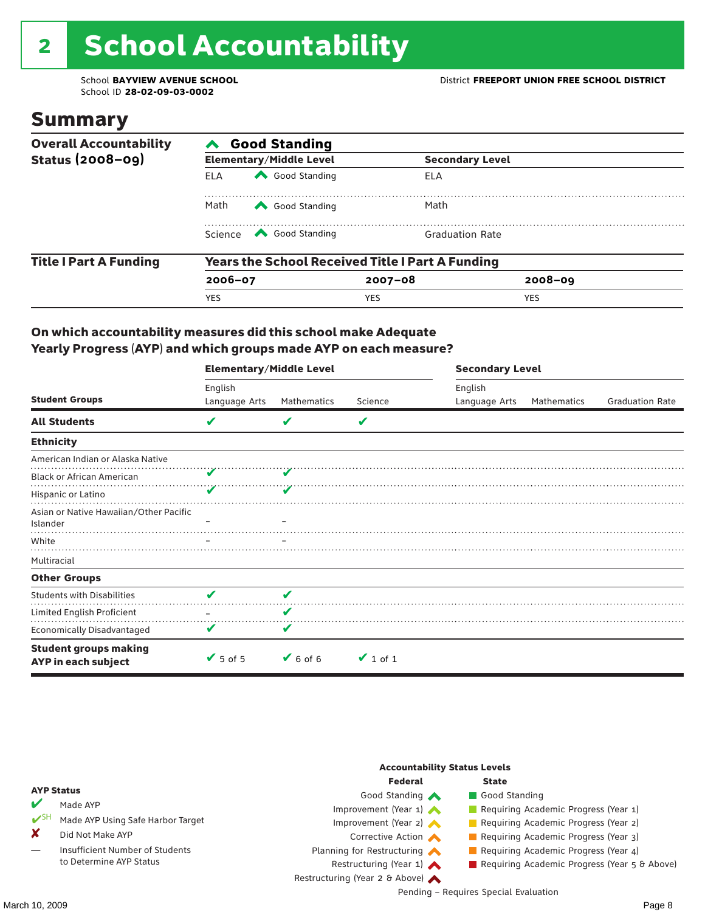# 2 School Accountability

School **BAYVIEW AVENUE SCHOOL**
School ID **28-02-09-03-0002**

District **FREEPORT UNION FREE SCHOOL DISTRICT**

## Summary

| Overall Accountability Status (2008–09) | Good Standing | | | |
|---|---|---|---|---|
| | **Elementary/Middle Level** | | **Secondary Level** | |
| | ELA | Good Standing | ELA | |
| | Math | Good Standing | Math | |
| | Science | Good Standing | Graduation Rate | |

| Title I Part A Funding | Years the School Received Title I Part A Funding | | |
|---|---|---|---|
| | **2006–07** | **2007–08** | **2008–09** |
| | YES | YES | YES |

### On which accountability measures did this school make Adequate Yearly Progress (AYP) and which groups made AYP on each measure?

| Student Groups | Elementary/Middle Level English Language Arts | Elementary/Middle Level Mathematics | Elementary/Middle Level Science | Secondary Level English Language Arts | Secondary Level Mathematics | Secondary Level Graduation Rate |
|---|---|---|---|---|---|---|
| **All Students** | ✔ | ✔ | ✔ | | | |
| **Ethnicity** | | | | | | |
| American Indian or Alaska Native | | | | | | |
| Black or African American | ✔ | ✔ | | | | |
| Hispanic or Latino | ✔ | ✔ | | | | |
| Asian or Native Hawaiian/Other Pacific Islander | – | – | | | | |
| White | – | – | | | | |
| Multiracial | | | | | | |
| **Other Groups** | | | | | | |
| Students with Disabilities | ✔ | ✔ | | | | |
| Limited English Proficient | – | ✔ | | | | |
| Economically Disadvantaged | ✔ | ✔ | | | | |
| **Student groups making AYP in each subject** | ✔ 5 of 5 | ✔ 6 of 6 | ✔ 1 of 1 | | | |

**AYP Status**

- ✔ Made AYP
- ✔SH Made AYP Using Safe Harbor Target
- ✘ Did Not Make AYP
- — Insufficient Number of Students to Determine AYP Status

**Accountability Status Levels**

| Federal | State |
|---|---|
| Good Standing | Good Standing |
| Improvement (Year 1) | Requiring Academic Progress (Year 1) |
| Improvement (Year 2) | Requiring Academic Progress (Year 2) |
| Corrective Action | Requiring Academic Progress (Year 3) |
| Planning for Restructuring | Requiring Academic Progress (Year 4) |
| Restructuring (Year 1) | Requiring Academic Progress (Year 5 & Above) |
| Restructuring (Year 2 & Above) | |

Pending – Requires Special Evaluation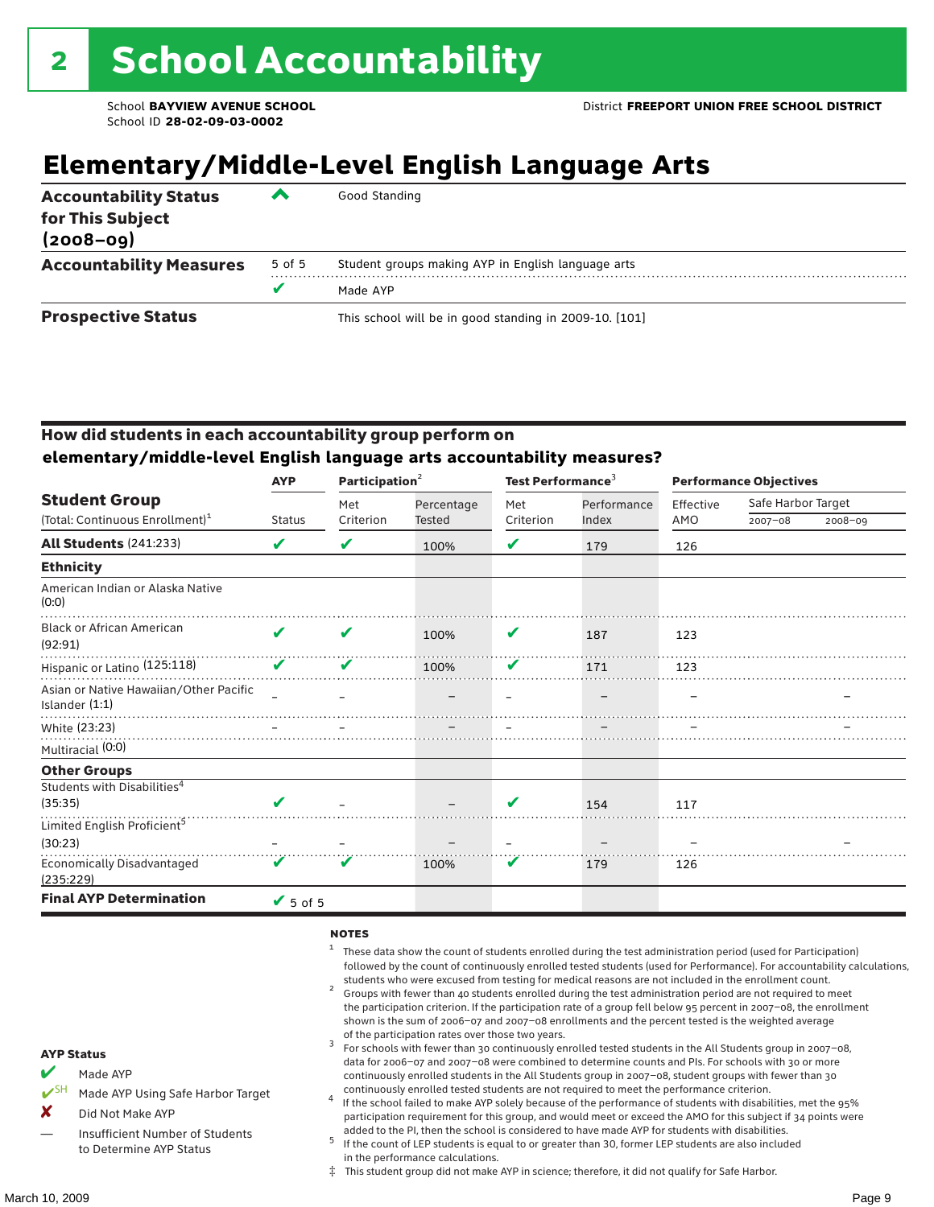# 2 School Accountability

School **BAYVIEW AVENUE SCHOOL**
School ID **28-02-09-03-0002**

District **FREEPORT UNION FREE SCHOOL DISTRICT**

## Elementary/Middle-Level English Language Arts

| | | |
|---|---|---|
| **Accountability Status for This Subject (2008–09)** | ^ | Good Standing |
| **Accountability Measures** | 5 of 5 | Student groups making AYP in English language arts |
| | ✔ | Made AYP |
| **Prospective Status** | | This school will be in good standing in 2009-10. [101] |

### How did students in each accountability group perform on elementary/middle-level English language arts accountability measures?

| Student Group (Total: Continuous Enrollment)[1] | AYP | Participation[2] | | Test Performance[3] | | Performance Objectives | | |
|---|---|---|---|---|---|---|---|---|
| | Status | Met Criterion | Percentage Tested | Met Criterion | Performance Index | Effective AMO | Safe Harbor Target 2007–08 | Safe Harbor Target 2008–09 |
| **All Students** (241:233) | ✔ | ✔ | 100% | ✔ | 179 | 126 | | |
| **Ethnicity** | | | | | | | | |
| American Indian or Alaska Native (0:0) | | | | | | | | |
| Black or African American (92:91) | ✔ | ✔ | 100% | ✔ | 187 | 123 | | |
| Hispanic or Latino (125:118) | ✔ | ✔ | 100% | ✔ | 171 | 123 | | |
| Asian or Native Hawaiian/Other Pacific Islander (1:1) | – | – | – | – | – | – | | – |
| White (23:23) | – | – | – | – | – | – | | – |
| Multiracial (0:0) | | | | | | | | |
| **Other Groups** | | | | | | | | |
| Students with Disabilities[4] (35:35) | ✔ | – | – | ✔ | 154 | 117 | | |
| Limited English Proficient[5] (30:23) | – | – | – | – | – | – | | – |
| Economically Disadvantaged (235:229) | ✔ | ✔ | 100% | ✔ | 179 | 126 | | |
| **Final AYP Determination** | ✔ 5 of 5 | | | | | | | |

**AYP Status**

- ✔ Made AYP
- ✔SH Made AYP Using Safe Harbor Target
- ✘ Did Not Make AYP
- — Insufficient Number of Students to Determine AYP Status

**NOTES**

1. These data show the count of students enrolled during the test administration period (used for Participation) followed by the count of continuously enrolled tested students (used for Performance). For accountability calculations, students who were excused from testing for medical reasons are not included in the enrollment count.
2. Groups with fewer than 40 students enrolled during the test administration period are not required to meet the participation criterion. If the participation rate of a group fell below 95 percent in 2007–08, the enrollment shown is the sum of 2006–07 and 2007–08 enrollments and the percent tested is the weighted average of the participation rates over those two years.
3. For schools with fewer than 30 continuously enrolled tested students in the All Students group in 2007–08, data for 2006–07 and 2007–08 were combined to determine counts and PIs. For schools with 30 or more continuously enrolled students in the All Students group in 2007–08, student groups with fewer than 30 continuously enrolled tested students are not required to meet the performance criterion.
4. If the school failed to make AYP solely because of the performance of students with disabilities, met the 95% participation requirement for this group, and would meet or exceed the AMO for this subject if 34 points were added to the PI, then the school is considered to have made AYP for students with disabilities.
5. If the count of LEP students is equal to or greater than 30, former LEP students are also included in the performance calculations.

‡ This student group did not make AYP in science; therefore, it did not qualify for Safe Harbor.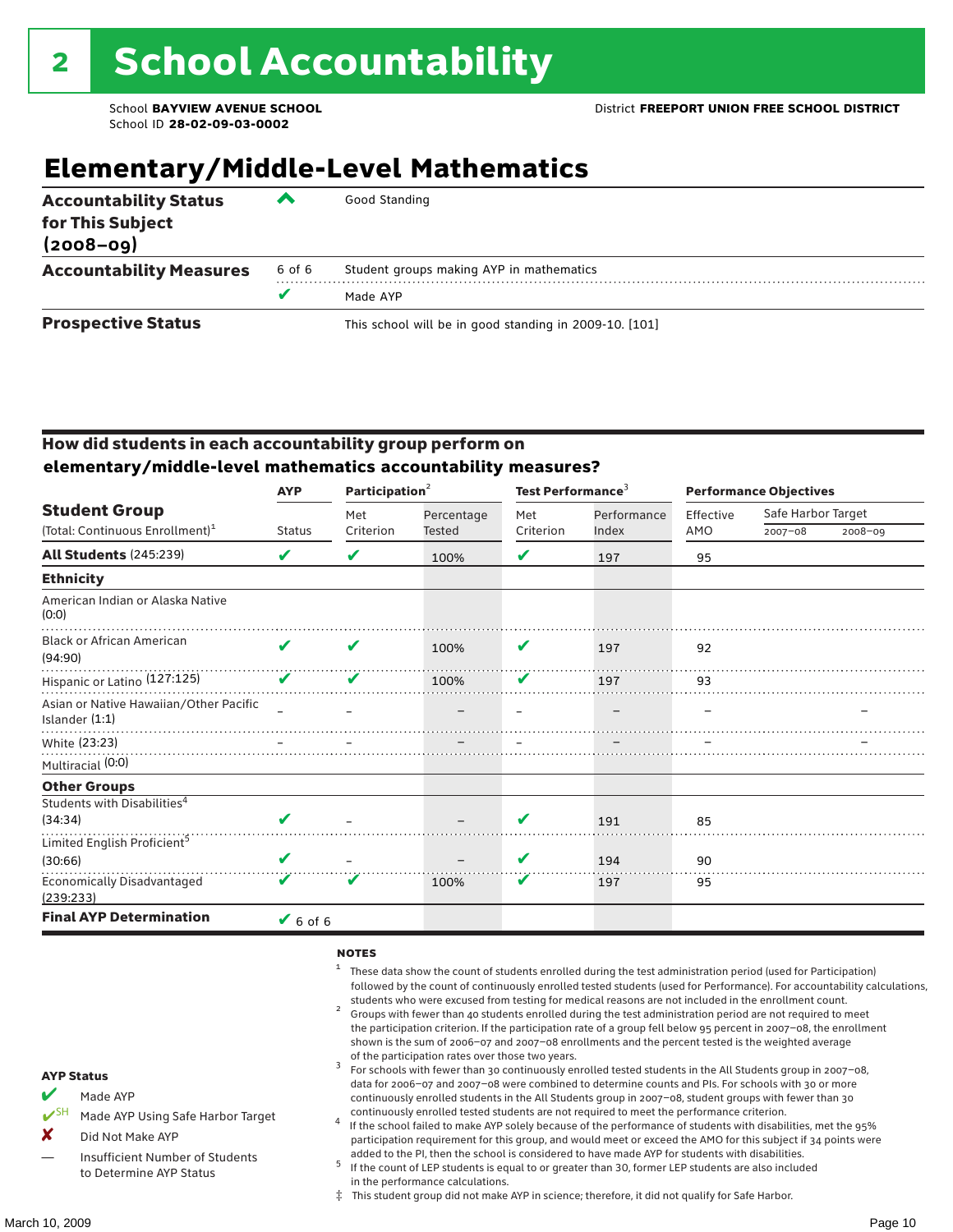# 2 School Accountability

School **BAYVIEW AVENUE SCHOOL**
School ID **28-02-09-03-0002**

District **FREEPORT UNION FREE SCHOOL DISTRICT**

## Elementary/Middle-Level Mathematics

| | | |
|---|---|---|
| **Accountability Status for This Subject (2008–09)** | ^ | Good Standing |
| **Accountability Measures** | 6 of 6 | Student groups making AYP in mathematics |
| | ✔ | Made AYP |
| **Prospective Status** | | This school will be in good standing in 2009-10. [101] |

### How did students in each accountability group perform on elementary/middle-level mathematics accountability measures?

| Student Group (Total: Continuous Enrollment)[1] | AYP Status | Participation[2] Met Criterion | Participation Percentage Tested | Test Performance[3] Met Criterion | Test Performance Performance Index | Performance Objectives Effective AMO | Safe Harbor Target 2007–08 | Safe Harbor Target 2008–09 |
|---|---|---|---|---|---|---|---|---|
| **All Students** (245:239) | ✔ | ✔ | 100% | ✔ | 197 | 95 | | |
| **Ethnicity** | | | | | | | | |
| American Indian or Alaska Native (0:0) | | | | | | | | |
| Black or African American (94:90) | ✔ | ✔ | 100% | ✔ | 197 | 92 | | |
| Hispanic or Latino (127:125) | ✔ | ✔ | 100% | ✔ | 197 | 93 | | |
| Asian or Native Hawaiian/Other Pacific Islander (1:1) | – | – | – | – | – | – | | – |
| White (23:23) | – | – | – | – | – | – | | – |
| Multiracial (0:0) | | | | | | | | |
| **Other Groups** | | | | | | | | |
| Students with Disabilities[4] (34:34) | ✔ | – | – | ✔ | 191 | 85 | | |
| Limited English Proficient[5] (30:66) | ✔ | – | – | ✔ | 194 | 90 | | |
| Economically Disadvantaged (239:233) | ✔ | ✔ | 100% | ✔ | 197 | 95 | | |
| **Final AYP Determination** | ✔ 6 of 6 | | | | | | | |

**AYP Status**

- ✔ Made AYP
- ✔SH Made AYP Using Safe Harbor Target
- ✘ Did Not Make AYP
- — Insufficient Number of Students to Determine AYP Status

**NOTES**

1. These data show the count of students enrolled during the test administration period (used for Participation) followed by the count of continuously enrolled tested students (used for Performance). For accountability calculations, students who were excused from testing for medical reasons are not included in the enrollment count.
2. Groups with fewer than 40 students enrolled during the test administration period are not required to meet the participation criterion. If the participation rate of a group fell below 95 percent in 2007–08, the enrollment shown is the sum of 2006–07 and 2007–08 enrollments and the percent tested is the weighted average of the participation rates over those two years.
3. For schools with fewer than 30 continuously enrolled tested students in the All Students group in 2007–08, data for 2006–07 and 2007–08 were combined to determine counts and PIs. For schools with 30 or more continuously enrolled students in the All Students group in 2007–08, student groups with fewer than 30 continuously enrolled tested students are not required to meet the performance criterion.
4. If the school failed to make AYP solely because of the performance of students with disabilities, met the 95% participation requirement for this group, and would meet or exceed the AMO for this subject if 34 points were added to the PI, then the school is considered to have made AYP for students with disabilities.
5. If the count of LEP students is equal to or greater than 30, former LEP students are also included in the performance calculations.

‡ This student group did not make AYP in science; therefore, it did not qualify for Safe Harbor.

March 10, 2009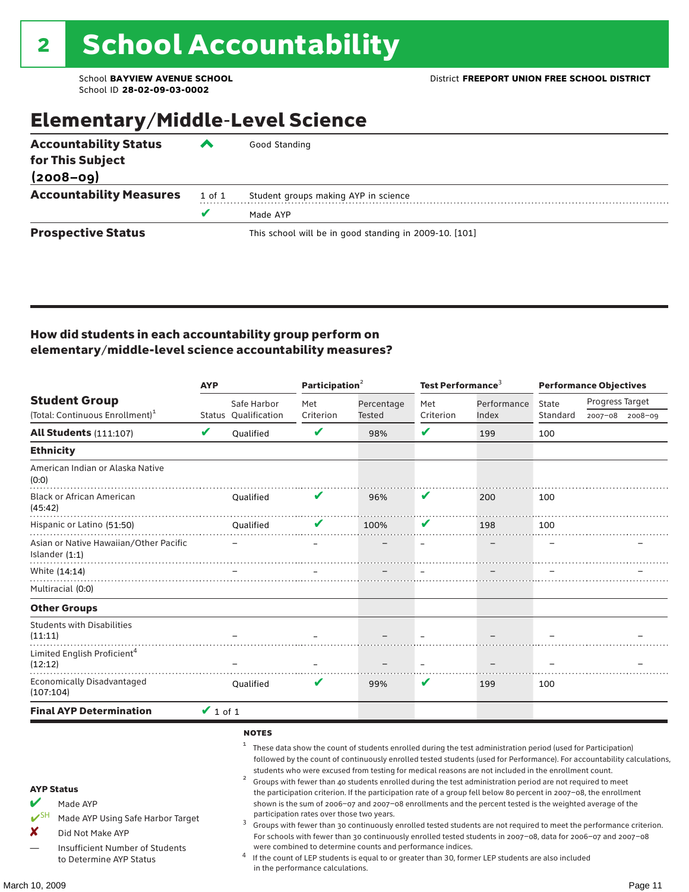# 2 School Accountability

School **BAYVIEW AVENUE SCHOOL**
School ID **28-02-09-03-0002**

District **FREEPORT UNION FREE SCHOOL DISTRICT**

## Elementary/Middle-Level Science

| | | |
|---|---|---|
| **Accountability Status for This Subject (2008–09)** | ^ | Good Standing |
| **Accountability Measures** | 1 of 1 | Student groups making AYP in science |
| | ✔ | Made AYP |
| **Prospective Status** | | This school will be in good standing in 2009-10. [101] |

### How did students in each accountability group perform on elementary/middle-level science accountability measures?

| Student Group (Total: Continuous Enrollment)[1] | AYP | | Participation[2] | | Test Performance[3] | | Performance Objectives | | |
|---|---|---|---|---|---|---|---|---|---|
| | Status | Safe Harbor Qualification | Met Criterion | Percentage Tested | Met Criterion | Performance Index | State Standard | Progress Target 2007–08 | Progress Target 2008–09 |
| **All Students** (111:107) | ✔ | Qualified | ✔ | 98% | ✔ | 199 | 100 | | |
| **Ethnicity** | | | | | | | | | |
| American Indian or Alaska Native (0:0) | | | | | | | | | |
| Black or African American (45:42) | | Qualified | ✔ | 96% | ✔ | 200 | 100 | | |
| Hispanic or Latino (51:50) | | Qualified | ✔ | 100% | ✔ | 198 | 100 | | |
| Asian or Native Hawaiian/Other Pacific Islander (1:1) | | – | – | – | – | – | – | | – |
| White (14:14) | | – | – | – | – | – | – | | – |
| Multiracial (0:0) | | | | | | | | | |
| **Other Groups** | | | | | | | | | |
| Students with Disabilities (11:11) | | – | – | – | – | – | – | | – |
| Limited English Proficient[4] (12:12) | | – | – | – | – | – | – | | – |
| Economically Disadvantaged (107:104) | | Qualified | ✔ | 99% | ✔ | 199 | 100 | | |
| **Final AYP Determination** | ✔ 1 of 1 | | | | | | | | |

**AYP Status**

- ✔ Made AYP
- ✔SH Made AYP Using Safe Harbor Target
- ✘ Did Not Make AYP
- — Insufficient Number of Students to Determine AYP Status

**NOTES**

1. These data show the count of students enrolled during the test administration period (used for Participation) followed by the count of continuously enrolled tested students (used for Performance). For accountability calculations, students who were excused from testing for medical reasons are not included in the enrollment count.
2. Groups with fewer than 40 students enrolled during the test administration period are not required to meet the participation criterion. If the participation rate of a group fell below 80 percent in 2007–08, the enrollment shown is the sum of 2006–07 and 2007–08 enrollments and the percent tested is the weighted average of the participation rates over those two years.
3. Groups with fewer than 30 continuously enrolled tested students are not required to meet the performance criterion. For schools with fewer than 30 continuously enrolled tested students in 2007–08, data for 2006–07 and 2007–08 were combined to determine counts and performance indices.
4. If the count of LEP students is equal to or greater than 30, former LEP students are also included in the performance calculations.

March 10, 2009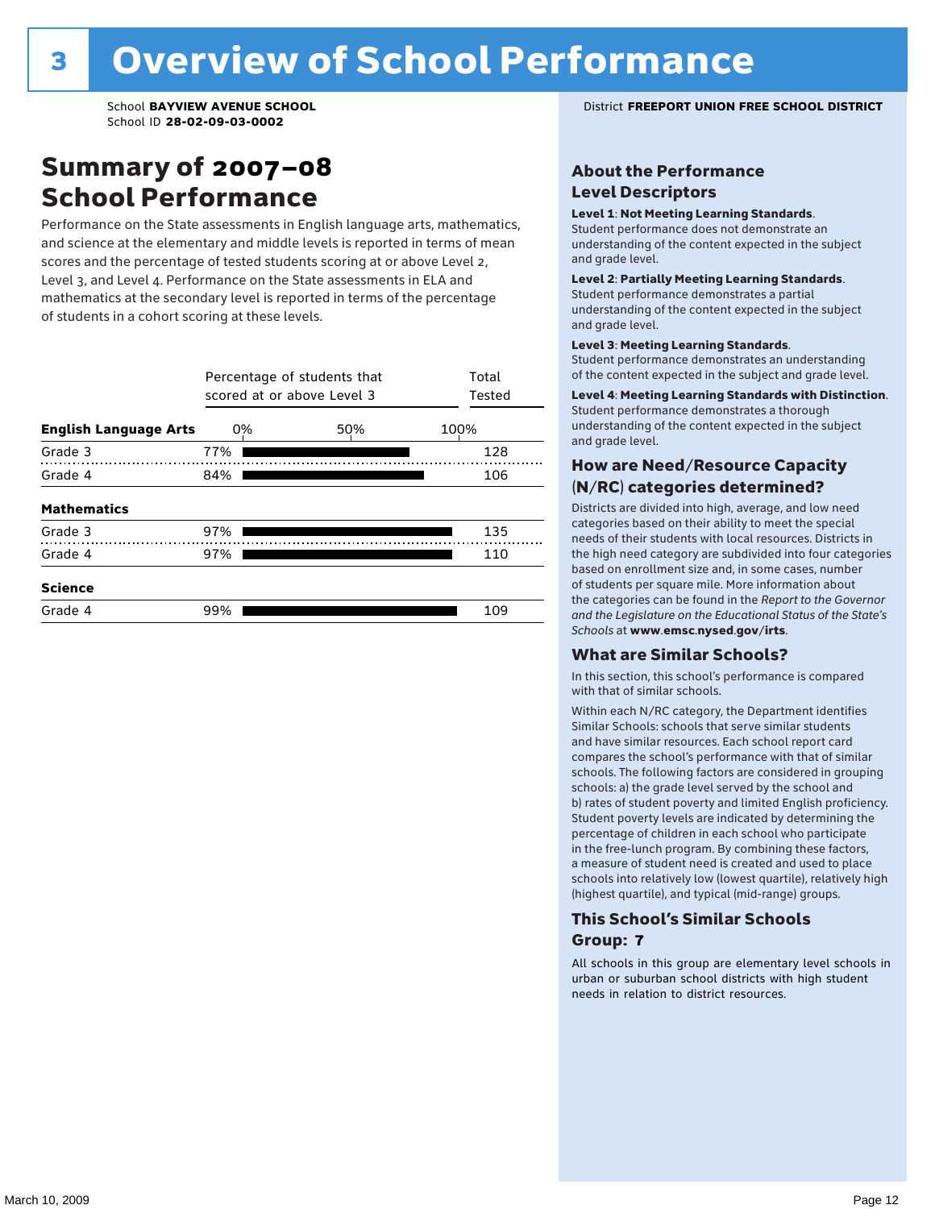# 3 Overview of School Performance

School **BAYVIEW AVENUE SCHOOL**
School ID **28-02-09-03-0002**

District **FREEPORT UNION FREE SCHOOL DISTRICT**

## Summary of 2007–08 School Performance

Performance on the State assessments in English language arts, mathematics, and science at the elementary and middle levels is reported in terms of mean scores and the percentage of tested students scoring at or above Level 2, Level 3, and Level 4. Performance on the State assessments in ELA and mathematics at the secondary level is reported in terms of the percentage of students in a cohort scoring at these levels.

| | Percentage of students that scored at or above Level 3 | Total Tested |
|---|---|---|
| **English Language Arts** | | |
| Grade 3 | 77% | 128 |
| Grade 4 | 84% | 106 |
| **Mathematics** | | |
| Grade 3 | 97% | 135 |
| Grade 4 | 97% | 110 |
| **Science** | | |
| Grade 4 | 99% | 109 |

### About the Performance Level Descriptors

**Level 1**: **Not Meeting Learning Standards**. Student performance does not demonstrate an understanding of the content expected in the subject and grade level.

**Level 2**: **Partially Meeting Learning Standards**. Student performance demonstrates a partial understanding of the content expected in the subject and grade level.

**Level 3**: **Meeting Learning Standards**. Student performance demonstrates an understanding of the content expected in the subject and grade level.

**Level 4**: **Meeting Learning Standards with Distinction**. Student performance demonstrates a thorough understanding of the content expected in the subject and grade level.

### How are Need/Resource Capacity (N/RC) categories determined?

Districts are divided into high, average, and low need categories based on their ability to meet the special needs of their students with local resources. Districts in the high need category are subdivided into four categories based on enrollment size and, in some cases, number of students per square mile. More information about the categories can be found in the *Report to the Governor and the Legislature on the Educational Status of the State's Schools* at **www.emsc.nysed.gov/irts**.

### What are Similar Schools?

In this section, this school's performance is compared with that of similar schools.

Within each N/RC category, the Department identifies Similar Schools: schools that serve similar students and have similar resources. Each school report card compares the school's performance with that of similar schools. The following factors are considered in grouping schools: a) the grade level served by the school and b) rates of student poverty and limited English proficiency. Student poverty levels are indicated by determining the percentage of children in each school who participate in the free-lunch program. By combining these factors, a measure of student need is created and used to place schools into relatively low (lowest quartile), relatively high (highest quartile), and typical (mid-range) groups.

### This School's Similar Schools Group: 7

All schools in this group are elementary level schools in urban or suburban school districts with high student needs in relation to district resources.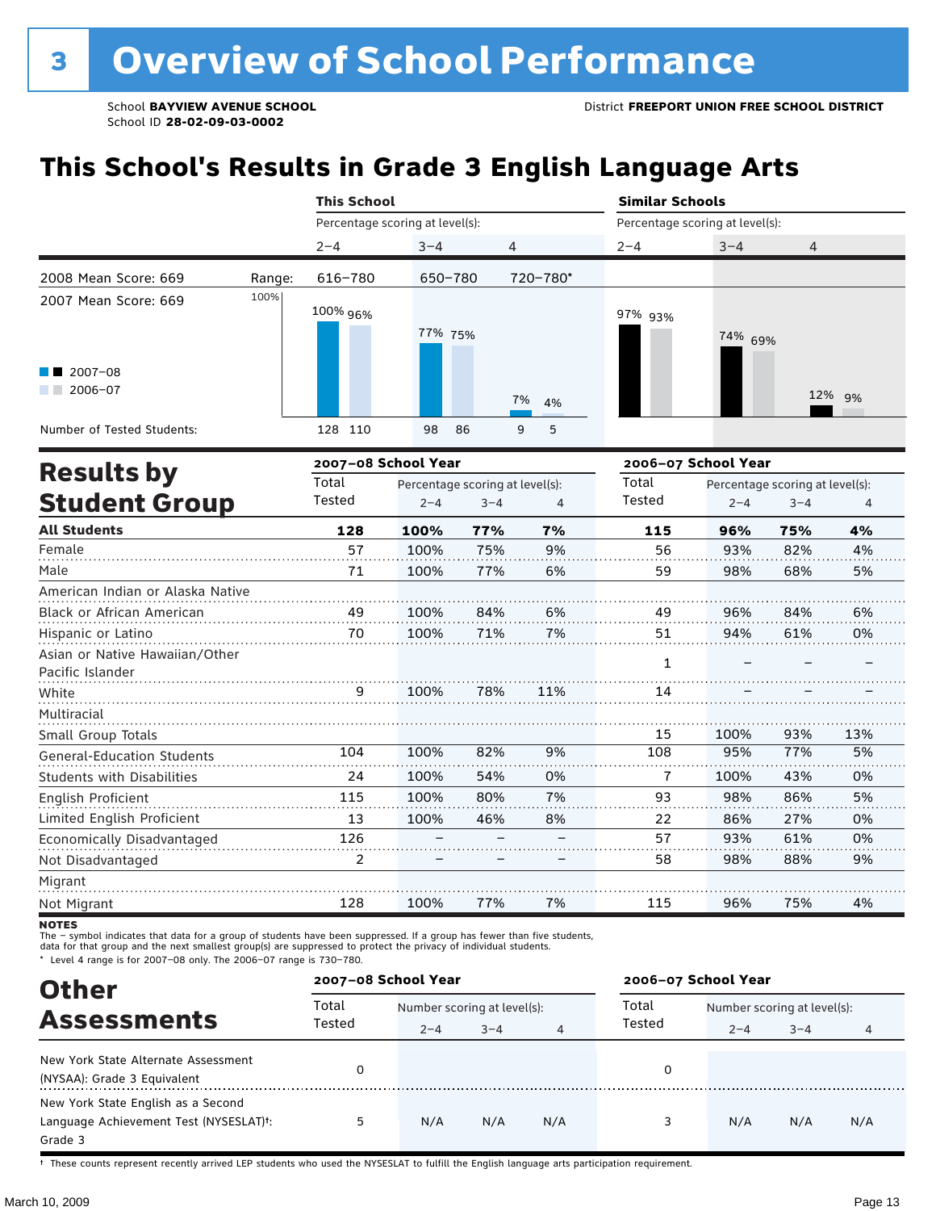# 3 Overview of School Performance

School **BAYVIEW AVENUE SCHOOL**
School ID **28-02-09-03-0002**

District **FREEPORT UNION FREE SCHOOL DISTRICT**

## This School's Results in Grade 3 English Language Arts

| | | This School | | | Similar Schools | | |
|---|---|---|---|---|---|---|---|
| | | Percentage scoring at level(s): | | | Percentage scoring at level(s): | | |
| | | 2–4 | 3–4 | 4 | 2–4 | 3–4 | 4 |
| 2008 Mean Score: 669 | Range: | 616–780 | 650–780 | 720–780* | | | |
| 2007 Mean Score: 669 | 2007–08 | 100% | 77% | 7% | 97% | 74% | 12% |
| | 2006–07 | 96% | 75% | 4% | 93% | 69% | 9% |
| Number of Tested Students: | 2007–08 | 128 | 98 | 9 | | | |
| | 2006–07 | 110 | 86 | 5 | | | |

## Results by Student Group

| | 2007–08 School Year | | | | 2006–07 School Year | | | |
|---|---|---|---|---|---|---|---|---|
| | Total Tested | Percentage scoring at level(s): 2–4 | 3–4 | 4 | Total Tested | Percentage scoring at level(s): 2–4 | 3–4 | 4 |
| **All Students** | **128** | **100%** | **77%** | **7%** | **115** | **96%** | **75%** | **4%** |
| Female | 57 | 100% | 75% | 9% | 56 | 93% | 82% | 4% |
| Male | 71 | 100% | 77% | 6% | 59 | 98% | 68% | 5% |
| American Indian or Alaska Native | | | | | | | | |
| Black or African American | 49 | 100% | 84% | 6% | 49 | 96% | 84% | 6% |
| Hispanic or Latino | 70 | 100% | 71% | 7% | 51 | 94% | 61% | 0% |
| Asian or Native Hawaiian/Other Pacific Islander | | | | | 1 | – | – | – |
| White | 9 | 100% | 78% | 11% | 14 | – | – | – |
| Multiracial | | | | | | | | |
| Small Group Totals | | | | | 15 | 100% | 93% | 13% |
| General-Education Students | 104 | 100% | 82% | 9% | 108 | 95% | 77% | 5% |
| Students with Disabilities | 24 | 100% | 54% | 0% | 7 | 100% | 43% | 0% |
| English Proficient | 115 | 100% | 80% | 7% | 93 | 98% | 86% | 5% |
| Limited English Proficient | 13 | 100% | 46% | 8% | 22 | 86% | 27% | 0% |
| Economically Disadvantaged | 126 | – | – | – | 57 | 93% | 61% | 0% |
| Not Disadvantaged | 2 | – | – | – | 58 | 98% | 88% | 9% |
| Migrant | | | | | | | | |
| Not Migrant | 128 | 100% | 77% | 7% | 115 | 96% | 75% | 4% |

**NOTES**

The – symbol indicates that data for a group of students have been suppressed. If a group has fewer than five students, data for that group and the next smallest group(s) are suppressed to protect the privacy of individual students.

\* Level 4 range is for 2007–08 only. The 2006–07 range is 730–780.

## Other Assessments

| | 2007–08 School Year | | | | 2006–07 School Year | | | |
|---|---|---|---|---|---|---|---|---|
| | Total Tested | Number scoring at level(s): 2–4 | 3–4 | 4 | Total Tested | Number scoring at level(s): 2–4 | 3–4 | 4 |
| New York State Alternate Assessment (NYSAA): Grade 3 Equivalent | 0 | | | | 0 | | | |
| New York State English as a Second Language Achievement Test (NYSESLAT)†: Grade 3 | 5 | N/A | N/A | N/A | 3 | N/A | N/A | N/A |

† These counts represent recently arrived LEP students who used the NYSESLAT to fulfill the English language arts participation requirement.

March 10, 2009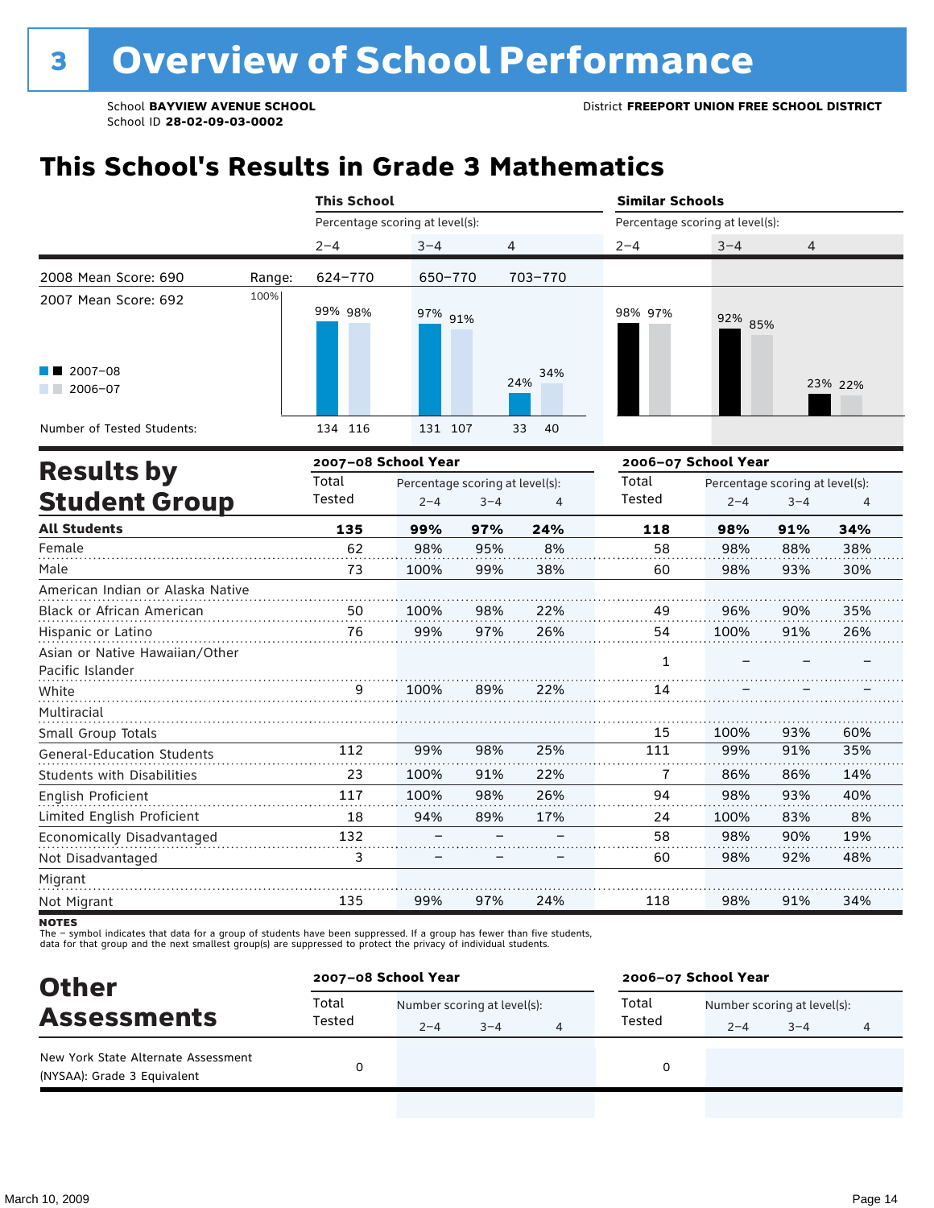# 3 Overview of School Performance

School **BAYVIEW AVENUE SCHOOL**
School ID **28-02-09-03-0002**

District **FREEPORT UNION FREE SCHOOL DISTRICT**

## This School's Results in Grade 3 Mathematics

| | This School | | | Similar Schools | | |
|---|---|---|---|---|---|---|
| | Percentage scoring at level(s): | | | Percentage scoring at level(s): | | |
| | 2–4 | 3–4 | 4 | 2–4 | 3–4 | 4 |
| Range: | 624–770 | 650–770 | 703–770 | | | |
| 2007–08 | 99% | 97% | 24% | 98% | 92% | 23% |
| 2006–07 | 98% | 91% | 34% | 97% | 85% | 22% |
| Number of Tested Students: 2007–08 | 134 | 131 | 33 | | | |
| Number of Tested Students: 2006–07 | 116 | 107 | 40 | | | |

2008 Mean Score: 690

2007 Mean Score: 692

## Results by Student Group

| | 2007–08 School Year | | | | 2006–07 School Year | | | |
|---|---|---|---|---|---|---|---|---|
| | Total Tested | Percentage scoring at level(s): | | | Total Tested | Percentage scoring at level(s): | | |
| | | 2–4 | 3–4 | 4 | | 2–4 | 3–4 | 4 |
| **All Students** | **135** | **99%** | **97%** | **24%** | **118** | **98%** | **91%** | **34%** |
| Female | 62 | 98% | 95% | 8% | 58 | 98% | 88% | 38% |
| Male | 73 | 100% | 99% | 38% | 60 | 98% | 93% | 30% |
| American Indian or Alaska Native | | | | | | | | |
| Black or African American | 50 | 100% | 98% | 22% | 49 | 96% | 90% | 35% |
| Hispanic or Latino | 76 | 99% | 97% | 26% | 54 | 100% | 91% | 26% |
| Asian or Native Hawaiian/Other Pacific Islander | | | | | 1 | – | – | – |
| White | 9 | 100% | 89% | 22% | 14 | – | – | – |
| Multiracial | | | | | | | | |
| Small Group Totals | | | | | 15 | 100% | 93% | 60% |
| General-Education Students | 112 | 99% | 98% | 25% | 111 | 99% | 91% | 35% |
| Students with Disabilities | 23 | 100% | 91% | 22% | 7 | 86% | 86% | 14% |
| English Proficient | 117 | 100% | 98% | 26% | 94 | 98% | 93% | 40% |
| Limited English Proficient | 18 | 94% | 89% | 17% | 24 | 100% | 83% | 8% |
| Economically Disadvantaged | 132 | – | – | – | 58 | 98% | 90% | 19% |
| Not Disadvantaged | 3 | – | – | – | 60 | 98% | 92% | 48% |
| Migrant | | | | | | | | |
| Not Migrant | 135 | 99% | 97% | 24% | 118 | 98% | 91% | 34% |

**NOTES**
The – symbol indicates that data for a group of students have been suppressed. If a group has fewer than five students, data for that group and the next smallest group(s) are suppressed to protect the privacy of individual students.

## Other Assessments

| | 2007–08 School Year | | | | 2006–07 School Year | | | |
|---|---|---|---|---|---|---|---|---|
| | Total Tested | Number scoring at level(s): | | | Total Tested | Number scoring at level(s): | | |
| | | 2–4 | 3–4 | 4 | | 2–4 | 3–4 | 4 |
| New York State Alternate Assessment (NYSAA): Grade 3 Equivalent | 0 | | | | 0 | | | |

March 10, 2009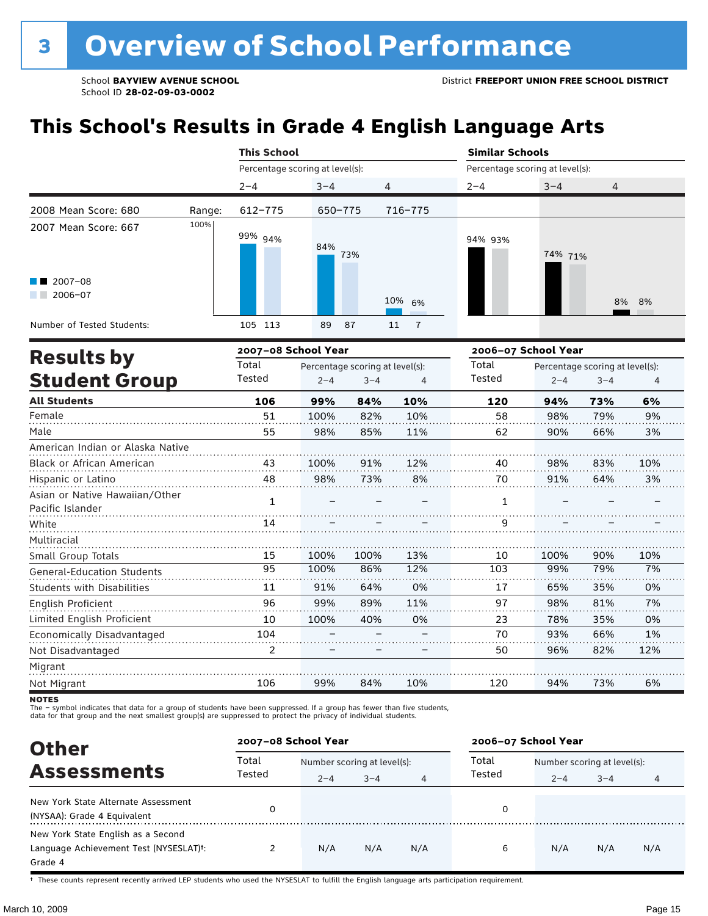# 3 Overview of School Performance

School **BAYVIEW AVENUE SCHOOL**
School ID **28-02-09-03-0002**

District **FREEPORT UNION FREE SCHOOL DISTRICT**

## This School's Results in Grade 4 English Language Arts

| | This School | | | Similar Schools | | |
|---|---|---|---|---|---|---|
| | Percentage scoring at level(s): | | | Percentage scoring at level(s): | | |
| | 2–4 | 3–4 | 4 | 2–4 | 3–4 | 4 |
| 2008 Mean Score: 680 / Range: | 612–775 | 650–775 | 716–775 | | | |
| 2007 Mean Score: 667 | | | | | | |
| 2007–08 | 99% | 84% | 10% | 94% | 74% | 8% |
| 2006–07 | 94% | 73% | 6% | 93% | 71% | 8% |
| Number of Tested Students (2007–08) | 105 | 89 | 11 | | | |
| Number of Tested Students (2006–07) | 113 | 87 | 7 | | | |

## Results by Student Group

| | 2007–08 School Year | | | | 2006–07 School Year | | | |
|---|---|---|---|---|---|---|---|---|
| | Total Tested | Percentage scoring at level(s): | | | Total Tested | Percentage scoring at level(s): | | |
| | | 2–4 | 3–4 | 4 | | 2–4 | 3–4 | 4 |
| **All Students** | **106** | **99%** | **84%** | **10%** | **120** | **94%** | **73%** | **6%** |
| Female | 51 | 100% | 82% | 10% | 58 | 98% | 79% | 9% |
| Male | 55 | 98% | 85% | 11% | 62 | 90% | 66% | 3% |
| American Indian or Alaska Native | | | | | | | | |
| Black or African American | 43 | 100% | 91% | 12% | 40 | 98% | 83% | 10% |
| Hispanic or Latino | 48 | 98% | 73% | 8% | 70 | 91% | 64% | 3% |
| Asian or Native Hawaiian/Other Pacific Islander | 1 | – | – | – | 1 | – | – | – |
| White | 14 | – | – | – | 9 | – | – | – |
| Multiracial | | | | | | | | |
| Small Group Totals | 15 | 100% | 100% | 13% | 10 | 100% | 90% | 10% |
| General-Education Students | 95 | 100% | 86% | 12% | 103 | 99% | 79% | 7% |
| Students with Disabilities | 11 | 91% | 64% | 0% | 17 | 65% | 35% | 0% |
| English Proficient | 96 | 99% | 89% | 11% | 97 | 98% | 81% | 7% |
| Limited English Proficient | 10 | 100% | 40% | 0% | 23 | 78% | 35% | 0% |
| Economically Disadvantaged | 104 | – | – | – | 70 | 93% | 66% | 1% |
| Not Disadvantaged | 2 | – | – | – | 50 | 96% | 82% | 12% |
| Migrant | | | | | | | | |
| Not Migrant | 106 | 99% | 84% | 10% | 120 | 94% | 73% | 6% |

**NOTES**
The – symbol indicates that data for a group of students have been suppressed. If a group has fewer than five students, data for that group and the next smallest group(s) are suppressed to protect the privacy of individual students.

## Other Assessments

| | 2007–08 School Year | | | | 2006–07 School Year | | | |
|---|---|---|---|---|---|---|---|---|
| | Total Tested | Number scoring at level(s): | | | Total Tested | Number scoring at level(s): | | |
| | | 2–4 | 3–4 | 4 | | 2–4 | 3–4 | 4 |
| New York State Alternate Assessment (NYSAA): Grade 4 Equivalent | 0 | | | | 0 | | | |
| New York State English as a Second Language Achievement Test (NYSESLAT)†: Grade 4 | 2 | N/A | N/A | N/A | 6 | N/A | N/A | N/A |

† These counts represent recently arrived LEP students who used the NYSESLAT to fulfill the English language arts participation requirement.

March 10, 2009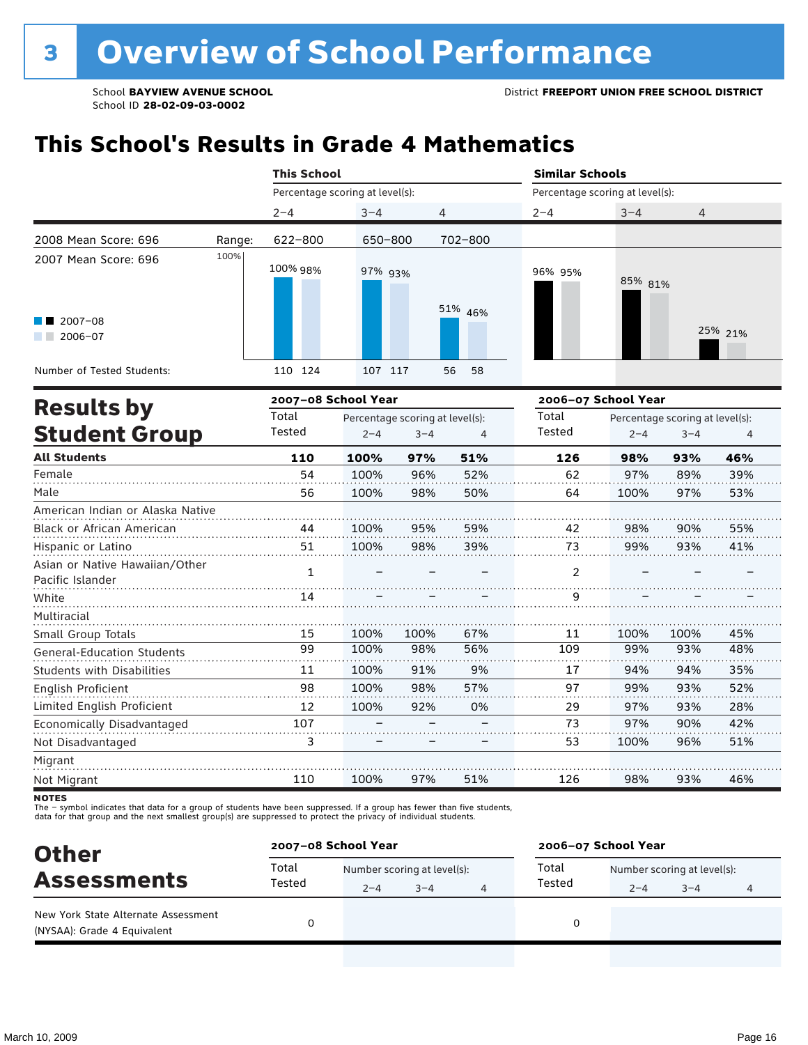# 3 Overview of School Performance

School **BAYVIEW AVENUE SCHOOL**
School ID **28-02-09-03-0002**

District **FREEPORT UNION FREE SCHOOL DISTRICT**

## This School's Results in Grade 4 Mathematics

| | | This School | | | Similar Schools | | |
|---|---|---|---|---|---|---|---|
| | | Percentage scoring at level(s): | | | Percentage scoring at level(s): | | |
| | | 2–4 | 3–4 | 4 | 2–4 | 3–4 | 4 |
| 2008 Mean Score: 696 | Range: | 622–800 | 650–800 | 702–800 | | | |
| 2007 Mean Score: 696 | | | | | | | |
| 2007–08 | | 100% | 97% | 51% | 96% | 85% | 25% |
| 2006–07 | | 98% | 93% | 46% | 95% | 81% | 21% |
| Number of Tested Students: 2007–08 | | 110 | 107 | 56 | | | |
| Number of Tested Students: 2006–07 | | 124 | 117 | 58 | | | |

## Results by Student Group

| | 2007–08 School Year | | | | 2006–07 School Year | | | |
|---|---|---|---|---|---|---|---|---|
| | Total Tested | Percentage scoring at level(s): 2–4 | 3–4 | 4 | Total Tested | Percentage scoring at level(s): 2–4 | 3–4 | 4 |
| **All Students** | **110** | **100%** | **97%** | **51%** | **126** | **98%** | **93%** | **46%** |
| Female | 54 | 100% | 96% | 52% | 62 | 97% | 89% | 39% |
| Male | 56 | 100% | 98% | 50% | 64 | 100% | 97% | 53% |
| American Indian or Alaska Native | | | | | | | | |
| Black or African American | 44 | 100% | 95% | 59% | 42 | 98% | 90% | 55% |
| Hispanic or Latino | 51 | 100% | 98% | 39% | 73 | 99% | 93% | 41% |
| Asian or Native Hawaiian/Other Pacific Islander | 1 | – | – | – | 2 | – | – | – |
| White | 14 | – | – | – | 9 | – | – | – |
| Multiracial | | | | | | | | |
| Small Group Totals | 15 | 100% | 100% | 67% | 11 | 100% | 100% | 45% |
| General-Education Students | 99 | 100% | 98% | 56% | 109 | 99% | 93% | 48% |
| Students with Disabilities | 11 | 100% | 91% | 9% | 17 | 94% | 94% | 35% |
| English Proficient | 98 | 100% | 98% | 57% | 97 | 99% | 93% | 52% |
| Limited English Proficient | 12 | 100% | 92% | 0% | 29 | 97% | 93% | 28% |
| Economically Disadvantaged | 107 | – | – | – | 73 | 97% | 90% | 42% |
| Not Disadvantaged | 3 | – | – | – | 53 | 100% | 96% | 51% |
| Migrant | | | | | | | | |
| Not Migrant | 110 | 100% | 97% | 51% | 126 | 98% | 93% | 46% |

**NOTES**
The – symbol indicates that data for a group of students have been suppressed. If a group has fewer than five students, data for that group and the next smallest group(s) are suppressed to protect the privacy of individual students.

## Other Assessments

| | 2007–08 School Year | | | | 2006–07 School Year | | | |
|---|---|---|---|---|---|---|---|---|
| | Total Tested | Number scoring at level(s): 2–4 | 3–4 | 4 | Total Tested | Number scoring at level(s): 2–4 | 3–4 | 4 |
| New York State Alternate Assessment (NYSAA): Grade 4 Equivalent | 0 | | | | 0 | | | |

March 10, 2009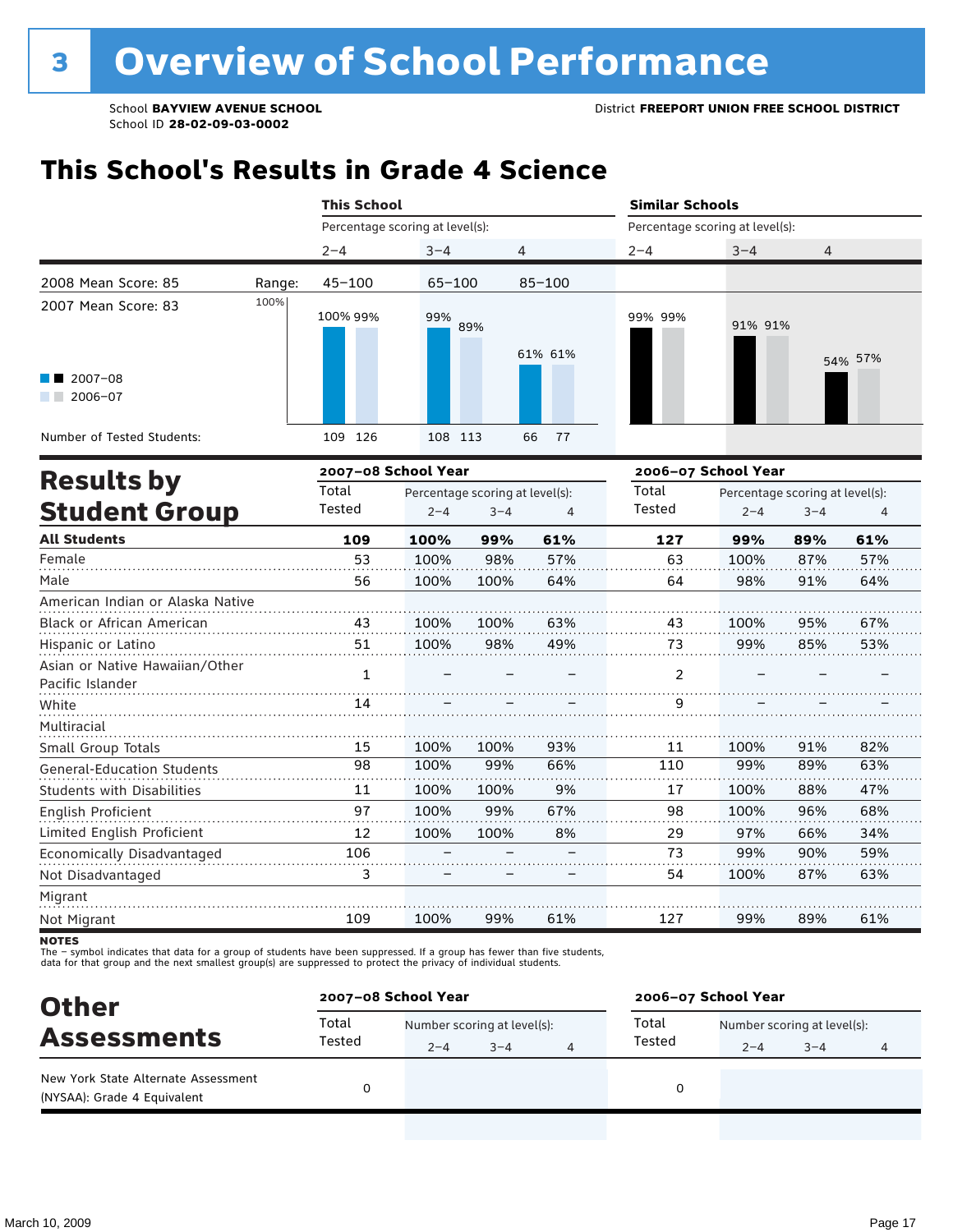# 3 Overview of School Performance

School **BAYVIEW AVENUE SCHOOL**
School ID **28-02-09-03-0002**

District **FREEPORT UNION FREE SCHOOL DISTRICT**

## This School's Results in Grade 4 Science

This School
Percentage scoring at level(s):
2–4 3–4 4

Similar Schools
Percentage scoring at level(s):
2–4 3–4 4

2008 Mean Score: 85
Range: 45–100 65–100 85–100

2007 Mean Score: 83

100%

2007–08
2006–07

100% 99%
99% 89%
61% 61%

99% 99%
91% 91%
54% 57%

Number of Tested Students: 109 126 108 113 66 77

## Results by Student Group

| | 2007–08 School Year | | | | 2006–07 School Year | | | |
|---|---|---|---|---|---|---|---|---|
| | Total Tested | Percentage scoring at level(s): 2–4 | 3–4 | 4 | Total Tested | Percentage scoring at level(s): 2–4 | 3–4 | 4 |
| **All Students** | **109** | **100%** | **99%** | **61%** | **127** | **99%** | **89%** | **61%** |
| Female | 53 | 100% | 98% | 57% | 63 | 100% | 87% | 57% |
| Male | 56 | 100% | 100% | 64% | 64 | 98% | 91% | 64% |
| American Indian or Alaska Native | | | | | | | | |
| Black or African American | 43 | 100% | 100% | 63% | 43 | 100% | 95% | 67% |
| Hispanic or Latino | 51 | 100% | 98% | 49% | 73 | 99% | 85% | 53% |
| Asian or Native Hawaiian/Other Pacific Islander | 1 | – | – | – | 2 | – | – | – |
| White | 14 | – | – | – | 9 | – | – | – |
| Multiracial | | | | | | | | |
| Small Group Totals | 15 | 100% | 100% | 93% | 11 | 100% | 91% | 82% |
| General-Education Students | 98 | 100% | 99% | 66% | 110 | 99% | 89% | 63% |
| Students with Disabilities | 11 | 100% | 100% | 9% | 17 | 100% | 88% | 47% |
| English Proficient | 97 | 100% | 99% | 67% | 98 | 100% | 96% | 68% |
| Limited English Proficient | 12 | 100% | 100% | 8% | 29 | 97% | 66% | 34% |
| Economically Disadvantaged | 106 | – | – | – | 73 | 99% | 90% | 59% |
| Not Disadvantaged | 3 | – | – | – | 54 | 100% | 87% | 63% |
| Migrant | | | | | | | | |
| Not Migrant | 109 | 100% | 99% | 61% | 127 | 99% | 89% | 61% |

**NOTES**
The – symbol indicates that data for a group of students have been suppressed. If a group has fewer than five students, data for that group and the next smallest group(s) are suppressed to protect the privacy of individual students.

## Other Assessments

| | 2007–08 School Year | | | | 2006–07 School Year | | | |
|---|---|---|---|---|---|---|---|---|
| | Total Tested | Number scoring at level(s): 2–4 | 3–4 | 4 | Total Tested | Number scoring at level(s): 2–4 | 3–4 | 4 |
| New York State Alternate Assessment (NYSAA): Grade 4 Equivalent | 0 | | | | 0 | | | |

March 10, 2009